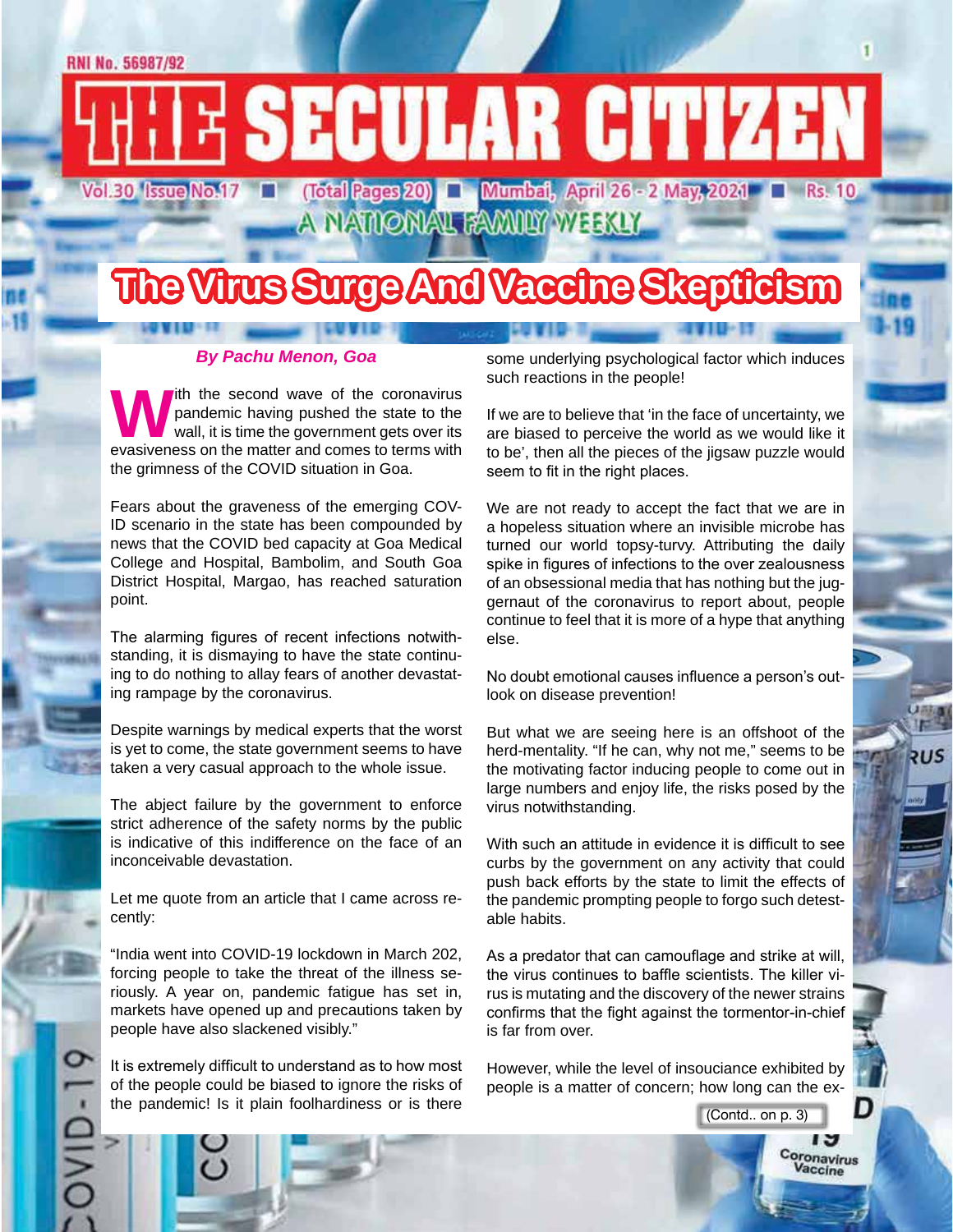RNI No. 56987/92

# THE SECULAR CITIZEN

Vol.30 Issue No.17 ■ (Total Pages 20) ■ Mumbai, April 26 - 2 May, 2021 ■ Rs. 10

A NATIONAL FAMILY WEEKLY

## The Virus Surge And Vaccine Skepticism

***By Pachu Menon, Goa***

With the second wave of the coronavirus pandemic having pushed the state to the wall, it is time the government gets over its evasiveness on the matter and comes to terms with the grimness of the COVID situation in Goa.

Fears about the graveness of the emerging COVID scenario in the state has been compounded by news that the COVID bed capacity at Goa Medical College and Hospital, Bambolim, and South Goa District Hospital, Margao, has reached saturation point.

The alarming figures of recent infections notwithstanding, it is dismaying to have the state continuing to do nothing to allay fears of another devastating rampage by the coronavirus.

Despite warnings by medical experts that the worst is yet to come, the state government seems to have taken a very casual approach to the whole issue.

The abject failure by the government to enforce strict adherence of the safety norms by the public is indicative of this indifference on the face of an inconceivable devastation.

Let me quote from an article that I came across recently:

"India went into COVID-19 lockdown in March 202, forcing people to take the threat of the illness seriously. A year on, pandemic fatigue has set in, markets have opened up and precautions taken by people have also slackened visibly."

It is extremely difficult to understand as to how most of the people could be biased to ignore the risks of the pandemic! Is it plain foolhardiness or is there some underlying psychological factor which induces such reactions in the people!

If we are to believe that 'in the face of uncertainty, we are biased to perceive the world as we would like it to be', then all the pieces of the jigsaw puzzle would seem to fit in the right places.

We are not ready to accept the fact that we are in a hopeless situation where an invisible microbe has turned our world topsy-turvy. Attributing the daily spike in figures of infections to the over zealousness of an obsessional media that has nothing but the juggernaut of the coronavirus to report about, people continue to feel that it is more of a hype that anything else.

No doubt emotional causes influence a person's outlook on disease prevention!

But what we are seeing here is an offshoot of the herd-mentality. "If he can, why not me," seems to be the motivating factor inducing people to come out in large numbers and enjoy life, the risks posed by the virus notwithstanding.

With such an attitude in evidence it is difficult to see curbs by the government on any activity that could push back efforts by the state to limit the effects of the pandemic prompting people to forgo such detestable habits.

As a predator that can camouflage and strike at will, the virus continues to baffle scientists. The killer virus is mutating and the discovery of the newer strains confirms that the fight against the tormentor-in-chief is far from over.

However, while the level of insouciance exhibited by people is a matter of concern; how long can the ex-

(Contd.. on p. 3)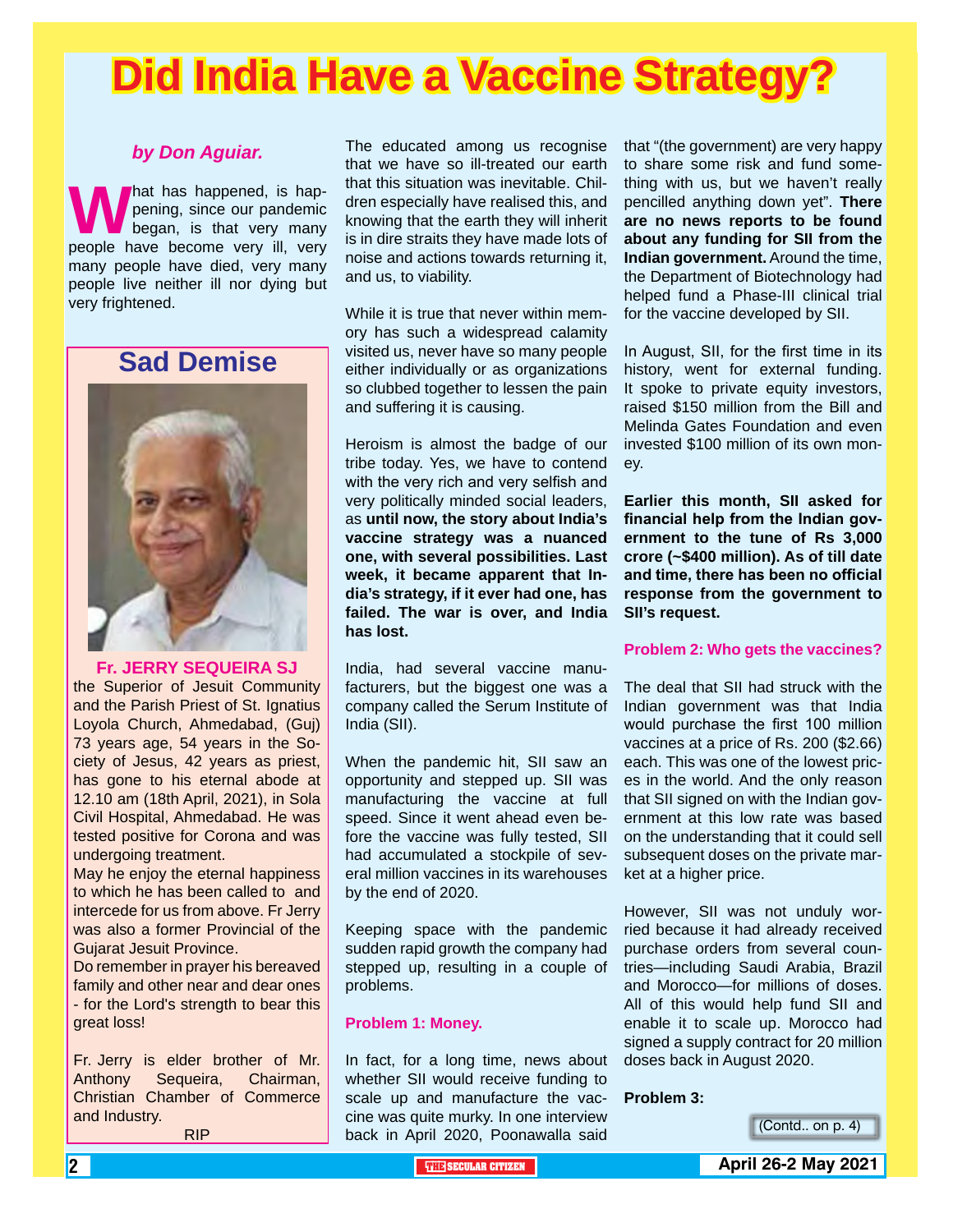# Did India Have a Vaccine Strategy?

***by Don Aguiar.***

What has happened, is happening, since our pandemic began, is that very many people have become very ill, very many people have died, very many people live neither ill nor dying but very frightened.

The educated among us recognise that we have so ill-treated our earth that this situation was inevitable. Children especially have realised this, and knowing that the earth they will inherit is in dire straits they have made lots of noise and actions towards returning it, and us, to viability.

While it is true that never within memory has such a widespread calamity visited us, never have so many people either individually or as organizations so clubbed together to lessen the pain and suffering it is causing.

Heroism is almost the badge of our tribe today. Yes, we have to contend with the very rich and very selfish and very politically minded social leaders, as **until now, the story about India's vaccine strategy was a nuanced one, with several possibilities. Last week, it became apparent that India's strategy, if it ever had one, has failed. The war is over, and India has lost.**

India, had several vaccine manufacturers, but the biggest one was a company called the Serum Institute of India (SII).

When the pandemic hit, SII saw an opportunity and stepped up. SII was manufacturing the vaccine at full speed. Since it went ahead even before the vaccine was fully tested, SII had accumulated a stockpile of several million vaccines in its warehouses by the end of 2020.

Keeping space with the pandemic sudden rapid growth the company had stepped up, resulting in a couple of problems.

**Problem 1: Money.**

In fact, for a long time, news about whether SII would receive funding to scale up and manufacture the vaccine was quite murky. In one interview back in April 2020, Poonawalla said that "(the government) are very happy to share some risk and fund something with us, but we haven't really pencilled anything down yet". **There are no news reports to be found about any funding for SII from the Indian government.** Around the time, the Department of Biotechnology had helped fund a Phase-III clinical trial for the vaccine developed by SII.

In August, SII, for the first time in its history, went for external funding. It spoke to private equity investors, raised $150 million from the Bill and Melinda Gates Foundation and even invested $100 million of its own money.

**Earlier this month, SII asked for financial help from the Indian government to the tune of Rs 3,000 crore (~$400 million). As of till date and time, there has been no official response from the government to SII's request.**

**Problem 2: Who gets the vaccines?**

The deal that SII had struck with the Indian government was that India would purchase the first 100 million vaccines at a price of Rs. 200 ($2.66) each. This was one of the lowest prices in the world. And the only reason that SII signed on with the Indian government at this low rate was based on the understanding that it could sell subsequent doses on the private market at a higher price.

However, SII was not unduly worried because it had already received purchase orders from several countries—including Saudi Arabia, Brazil and Morocco—for millions of doses. All of this would help fund SII and enable it to scale up. Morocco had signed a supply contract for 20 million doses back in August 2020.

**Problem 3:**

(Contd.. on p. 4)

## Sad Demise

**Fr. JERRY SEQUEIRA SJ**

the Superior of Jesuit Community and the Parish Priest of St. Ignatius Loyola Church, Ahmedabad, (Guj) 73 years age, 54 years in the Society of Jesus, 42 years as priest, has gone to his eternal abode at 12.10 am (18th April, 2021), in Sola Civil Hospital, Ahmedabad. He was tested positive for Corona and was undergoing treatment.

May he enjoy the eternal happiness to which he has been called to and intercede for us from above. Fr Jerry was also a former Provincial of the Gujarat Jesuit Province.

Do remember in prayer his bereaved family and other near and dear ones - for the Lord's strength to bear this great loss!

Fr. Jerry is elder brother of Mr. Anthony Sequeira, Chairman, Christian Chamber of Commerce and Industry.

RIP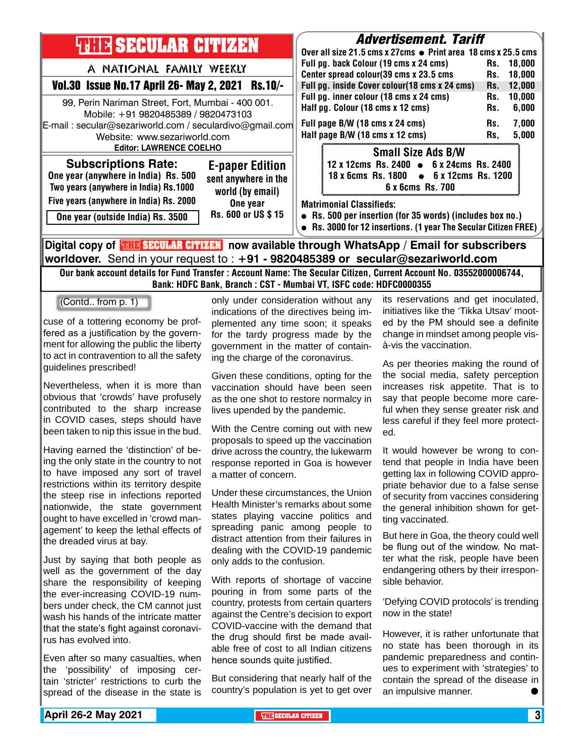# THE SECULAR CITIZEN

A NATIONAL FAMILY WEEKLY

**Vol.30 Issue No.17 April 26- May 2, 2021 Rs.10/-**

99, Perin Nariman Street, Fort, Mumbai - 400 001.
Mobile: +91 9820485389 / 9820473103
E-mail : secular@sezariworld.com / seculardivo@gmail.com
Website: www.sezariworld.com
**Editor: LAWRENCE COELHO**

## Subscriptions Rate:

One year (anywhere in India) Rs. 500
Two years (anywhere in India) Rs.1000
Five years (anywhere in India) Rs. 2000
One year (outside India) Rs. 3500

## E-paper Edition

sent anywhere in the world (by email)
One year
Rs. 600 or US $ 15

## Advertisement. Tariff

Over all size 21.5 cms x 27cms ● Print area 18 cms x 25.5 cms

| | | |
|---|---|---|
| Full pg. back Colour (19 cms x 24 cms) | Rs. | 18,000 |
| Center spread colour(39 cms x 23.5 cms | Rs. | 18,000 |
| Full pg. inside Cover colour(18 cms x 24 cms) | Rs. | 12,000 |
| Full pg. inner colour (18 cms x 24 cms) | Rs. | 10,000 |
| Half pg. Colour (18 cms x 12 cms) | Rs. | 6,000 |
| Full page B/W (18 cms x 24 cms) | Rs. | 7,000 |
| Half page B/W (18 cms x 12 cms) | Rs, | 5,000 |

### Small Size Ads B/W

12 x 12cms Rs. 2400 ● 6 x 24cms Rs. 2400
18 x 6cms Rs. 1800 ● 6 x 12cms Rs. 1200
6 x 6cms Rs. 700

**Matrimonial Classifieds:**

- Rs. 500 per insertion (for 35 words) (includes box no.)
- Rs. 3000 for 12 insertions. (1 year The Secular Citizen FREE)

**Digital copy of THE SECULAR CITIZEN now available through WhatsApp / Email for subscribers worldover.** Send in your request to : **+91 - 9820485389 or secular@sezariworld.com**

**Our bank account details for Fund Transfer : Account Name: The Secular Citizen, Current Account No. 03552000006744, Bank: HDFC Bank, Branch : CST - Mumbai VT, ISFC code: HDFC0000355**

(Contd.. from p. 1)

cuse of a tottering economy be proffered as a justification by the government for allowing the public the liberty to act in contravention to all the safety guidelines prescribed!

Nevertheless, when it is more than obvious that 'crowds' have profusely contributed to the sharp increase in COVID cases, steps should have been taken to nip this issue in the bud.

Having earned the 'distinction' of being the only state in the country to not to have imposed any sort of travel restrictions within its territory despite the steep rise in infections reported nationwide, the state government ought to have excelled in 'crowd management' to keep the lethal effects of the dreaded virus at bay.

Just by saying that both people as well as the government of the day share the responsibility of keeping the ever-increasing COVID-19 numbers under check, the CM cannot just wash his hands of the intricate matter that the state's fight against coronavirus has evolved into.

Even after so many casualties, when the 'possibility' of imposing certain 'stricter' restrictions to curb the spread of the disease in the state is only under consideration without any indications of the directives being implemented any time soon; it speaks for the tardy progress made by the government in the matter of containing the charge of the coronavirus.

Given these conditions, opting for the vaccination should have been seen as the one shot to restore normalcy in lives upended by the pandemic.

With the Centre coming out with new proposals to speed up the vaccination drive across the country, the lukewarm response reported in Goa is however a matter of concern.

Under these circumstances, the Union Health Minister's remarks about some states playing vaccine politics and spreading panic among people to distract attention from their failures in dealing with the COVID-19 pandemic only adds to the confusion.

With reports of shortage of vaccine pouring in from some parts of the country, protests from certain quarters against the Centre's decision to export COVID-vaccine with the demand that the drug should first be made available free of cost to all Indian citizens hence sounds quite justified.

But considering that nearly half of the country's population is yet to get over its reservations and get inoculated, initiatives like the 'Tikka Utsav' mooted by the PM should see a definite change in mindset among people vis-à-vis the vaccination.

As per theories making the round of the social media, safety perception increases risk appetite. That is to say that people become more careful when they sense greater risk and less careful if they feel more protected.

It would however be wrong to contend that people in India have been getting lax in following COVID appropriate behavior due to a false sense of security from vaccines considering the general inhibition shown for getting vaccinated.

But here in Goa, the theory could well be flung out of the window. No matter what the risk, people have been endangering others by their irresponsible behavior.

'Defying COVID protocols' is trending now in the state!

However, it is rather unfortunate that no state has been thorough in its pandemic preparedness and continues to experiment with 'strategies' to contain the spread of the disease in an impulsive manner. ●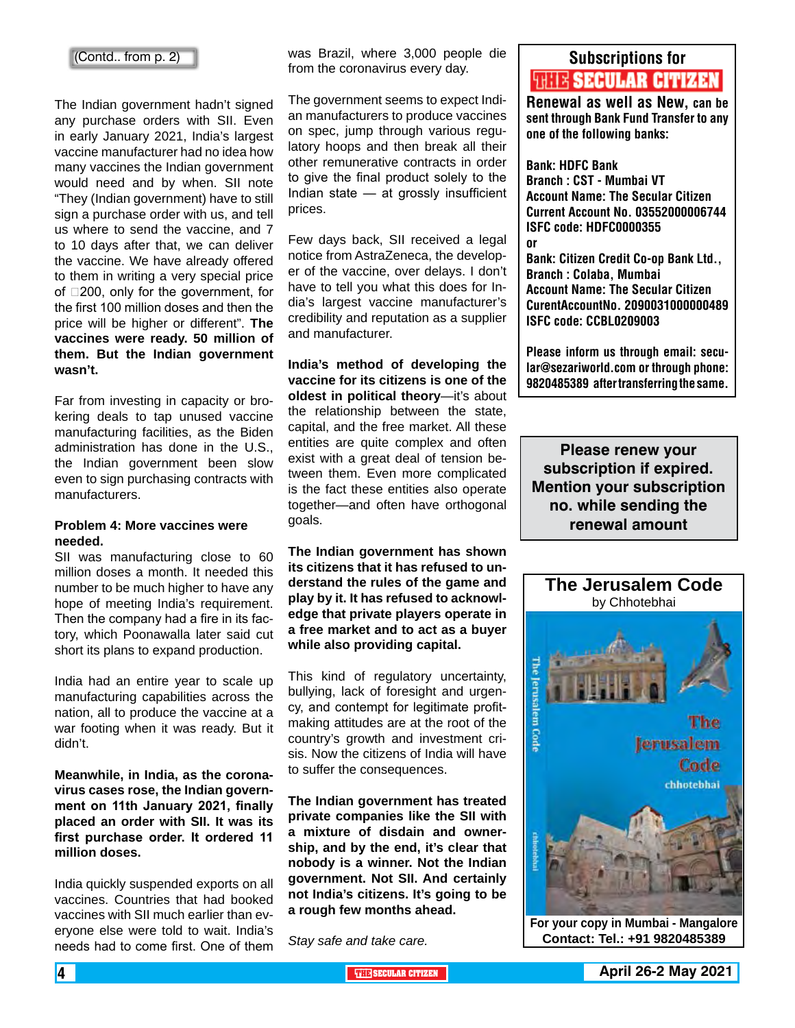(Contd.. from p. 2)

The Indian government hadn't signed any purchase orders with SII. Even in early January 2021, India's largest vaccine manufacturer had no idea how many vaccines the Indian government would need and by when. SII note "They (Indian government) have to still sign a purchase order with us, and tell us where to send the vaccine, and 7 to 10 days after that, we can deliver the vaccine. We have already offered to them in writing a very special price of ₹200, only for the government, for the first 100 million doses and then the price will be higher or different". **The vaccines were ready. 50 million of them. But the Indian government wasn't.**

Far from investing in capacity or brokering deals to tap unused vaccine manufacturing facilities, as the Biden administration has done in the U.S., the Indian government been slow even to sign purchasing contracts with manufacturers.

**Problem 4: More vaccines were needed.**

SII was manufacturing close to 60 million doses a month. It needed this number to be much higher to have any hope of meeting India's requirement. Then the company had a fire in its factory, which Poonawalla later said cut short its plans to expand production.

India had an entire year to scale up manufacturing capabilities across the nation, all to produce the vaccine at a war footing when it was ready. But it didn't.

**Meanwhile, in India, as the coronavirus cases rose, the Indian government on 11th January 2021, finally placed an order with SII. It was its first purchase order. It ordered 11 million doses.**

India quickly suspended exports on all vaccines. Countries that had booked vaccines with SII much earlier than everyone else were told to wait. India's needs had to come first. One of them was Brazil, where 3,000 people die from the coronavirus every day.

The government seems to expect Indian manufacturers to produce vaccines on spec, jump through various regulatory hoops and then break all their other remunerative contracts in order to give the final product solely to the Indian state — at grossly insufficient prices.

Few days back, SII received a legal notice from AstraZeneca, the developer of the vaccine, over delays. I don't have to tell you what this does for India's largest vaccine manufacturer's credibility and reputation as a supplier and manufacturer.

**India's method of developing the vaccine for its citizens is one of the oldest in political theory**—it's about the relationship between the state, capital, and the free market. All these entities are quite complex and often exist with a great deal of tension between them. Even more complicated is the fact these entities also operate together—and often have orthogonal goals.

**The Indian government has shown its citizens that it has refused to understand the rules of the game and play by it. It has refused to acknowledge that private players operate in a free market and to act as a buyer while also providing capital.**

This kind of regulatory uncertainty, bullying, lack of foresight and urgency, and contempt for legitimate profit-making attitudes are at the root of the country's growth and investment crisis. Now the citizens of India will have to suffer the consequences.

**The Indian government has treated private companies like the SII with a mixture of disdain and ownership, and by the end, it's clear that nobody is a winner. Not the Indian government. Not SII. And certainly not India's citizens. It's going to be a rough few months ahead.**

*Stay safe and take care.*

---

**Subscriptions for THE SECULAR CITIZEN**

**Renewal as well as New, can be sent through Bank Fund Transfer to any one of the following banks:**

**Bank: HDFC Bank**
**Branch : CST - Mumbai VT**
**Account Name: The Secular Citizen**
**Current Account No. 03552000006744**
**ISFC code: HDFC0000355**
**or**
**Bank: Citizen Credit Co-op Bank Ltd.,**
**Branch : Colaba, Mumbai**
**Account Name: The Secular Citizen**
**CurentAccountNo. 2090031000000489**
**ISFC code: CCBL0209003**

**Please inform us through email: secular@sezariworld.com or through phone: 9820485389 after transferring the same.**

---

**Please renew your subscription if expired. Mention your subscription no. while sending the renewal amount**

---

**The Jerusalem Code**
by Chhotebhai

**For your copy in Mumbai - Mangalore Contact: Tel.: +91 9820485389**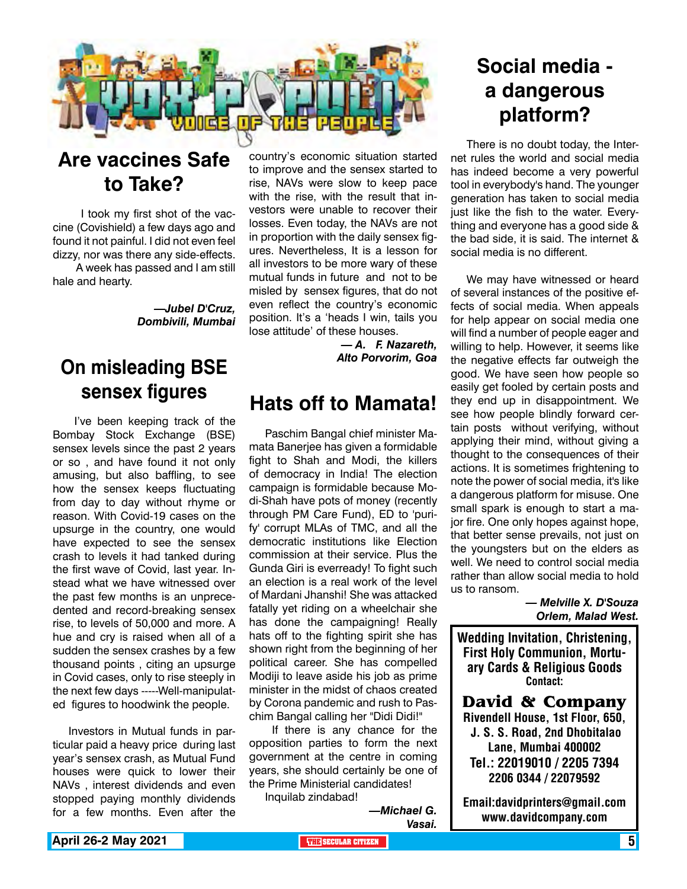VOX POPULI — VOICE OF THE PEOPLE

## Are vaccines Safe to Take?

I took my first shot of the vaccine (Covishield) a few days ago and found it not painful. I did not even feel dizzy, nor was there any side-effects.

A week has passed and I am still hale and hearty.

***—Jubel D'Cruz, Dombivili, Mumbai***

## On misleading BSE sensex figures

I've been keeping track of the Bombay Stock Exchange (BSE) sensex levels since the past 2 years or so , and have found it not only amusing, but also baffling, to see how the sensex keeps fluctuating from day to day without rhyme or reason. With Covid-19 cases on the upsurge in the country, one would have expected to see the sensex crash to levels it had tanked during the first wave of Covid, last year. Instead what we have witnessed over the past few months is an unprecedented and record-breaking sensex rise, to levels of 50,000 and more. A hue and cry is raised when all of a sudden the sensex crashes by a few thousand points , citing an upsurge in Covid cases, only to rise steeply in the next few days -----Well-manipulated figures to hoodwink the people.

Investors in Mutual funds in particular paid a heavy price during last year's sensex crash, as Mutual Fund houses were quick to lower their NAVs , interest dividends and even stopped paying monthly dividends for a few months. Even after the country's economic situation started to improve and the sensex started to rise, NAVs were slow to keep pace with the rise, with the result that investors were unable to recover their losses. Even today, the NAVs are not in proportion with the daily sensex figures. Nevertheless, It is a lesson for all investors to be more wary of these mutual funds in future and not to be misled by sensex figures, that do not even reflect the country's economic position. It's a 'heads I win, tails you lose attitude' of these houses.

***— A. F. Nazareth, Alto Porvorim, Goa***

## Hats off to Mamata!

Paschim Bangal chief minister Mamata Banerjee has given a formidable fight to Shah and Modi, the killers of democracy in India! The election campaign is formidable because Modi-Shah have pots of money (recently through PM Care Fund), ED to 'purify' corrupt MLAs of TMC, and all the democratic institutions like Election commission at their service. Plus the Gunda Giri is everready! To fight such an election is a real work of the level of Mardani Jhanshi! She was attacked fatally yet riding on a wheelchair she has done the campaigning! Really hats off to the fighting spirit she has shown right from the beginning of her political career. She has compelled Modiji to leave aside his job as prime minister in the midst of chaos created by Corona pandemic and rush to Paschim Bangal calling her "Didi Didi!"

If there is any chance for the opposition parties to form the next government at the centre in coming years, she should certainly be one of the Prime Ministerial candidates!

Inquilab zindabad!

***—Michael G. Vasai.***

## Social media - a dangerous platform?

There is no doubt today, the Internet rules the world and social media has indeed become a very powerful tool in everybody's hand. The younger generation has taken to social media just like the fish to the water. Everything and everyone has a good side & the bad side, it is said. The internet & social media is no different.

We may have witnessed or heard of several instances of the positive effects of social media. When appeals for help appear on social media one will find a number of people eager and willing to help. However, it seems like the negative effects far outweigh the good. We have seen how people so easily get fooled by certain posts and they end up in disappointment. We see how people blindly forward certain posts without verifying, without applying their mind, without giving a thought to the consequences of their actions. It is sometimes frightening to note the power of social media, it's like a dangerous platform for misuse. One small spark is enough to start a major fire. One only hopes against hope, that better sense prevails, not just on the youngsters but on the elders as well. We need to control social media rather than allow social media to hold us to ransom.

***— Melville X. D'Souza Orlem, Malad West.***

**Wedding Invitation, Christening, First Holy Communion, Mortuary Cards & Religious Goods**
**Contact:**

**David & Company**
**Rivendell House, 1st Floor, 650, J. S. S. Road, 2nd Dhobitalao Lane, Mumbai 400002**
**Tel.: 22019010 / 2205 7394 2206 0344 / 22079592**

**Email:davidprinters@gmail.com**
**www.davidcompany.com**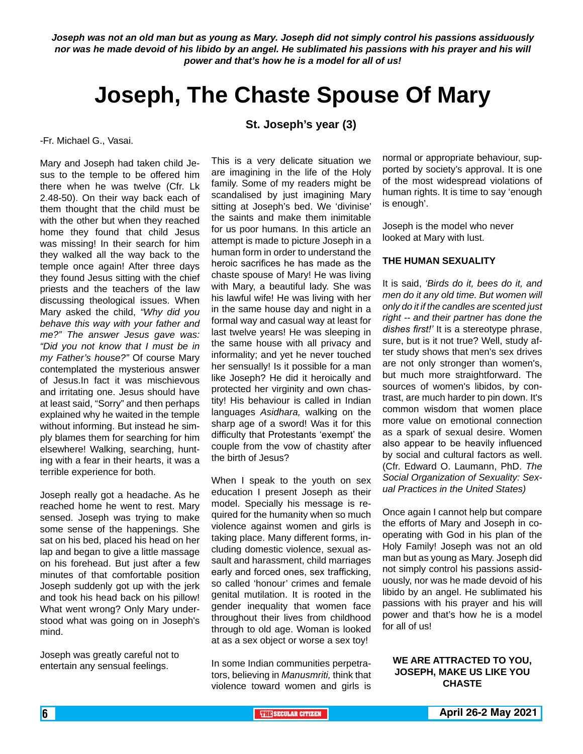***Joseph was not an old man but as young as Mary. Joseph did not simply control his passions assiduously nor was he made devoid of his libido by an angel. He sublimated his passions with his prayer and his will power and that's how he is a model for all of us!***

# Joseph, The Chaste Spouse Of Mary

## St. Joseph's year (3)

-Fr. Michael G., Vasai.

Mary and Joseph had taken child Jesus to the temple to be offered him there when he was twelve (Cfr. Lk 2.48-50). On their way back each of them thought that the child must be with the other but when they reached home they found that child Jesus was missing! In their search for him they walked all the way back to the temple once again! After three days they found Jesus sitting with the chief priests and the teachers of the law discussing theological issues. When Mary asked the child, *"Why did you behave this way with your father and me?" The answer Jesus gave was: "Did you not know that I must be in my Father's house?"* Of course Mary contemplated the mysterious answer of Jesus.In fact it was mischievous and irritating one. Jesus should have at least said, "Sorry" and then perhaps explained why he waited in the temple without informing. But instead he simply blames them for searching for him elsewhere! Walking, searching, hunting with a fear in their hearts, it was a terrible experience for both.

Joseph really got a headache. As he reached home he went to rest. Mary sensed. Joseph was trying to make some sense of the happenings. She sat on his bed, placed his head on her lap and began to give a little massage on his forehead. But just after a few minutes of that comfortable position Joseph suddenly got up with the jerk and took his head back on his pillow! What went wrong? Only Mary understood what was going on in Joseph's mind.

Joseph was greatly careful not to entertain any sensual feelings.

This is a very delicate situation we are imagining in the life of the Holy family. Some of my readers might be scandalised by just imagining Mary sitting at Joseph's bed. We 'divinise' the saints and make them inimitable for us poor humans. In this article an attempt is made to picture Joseph in a human form in order to understand the heroic sacrifices he has made as the chaste spouse of Mary! He was living with Mary, a beautiful lady. She was his lawful wife! He was living with her in the same house day and night in a formal way and casual way at least for last twelve years! He was sleeping in the same house with all privacy and informality; and yet he never touched her sensually! Is it possible for a man like Joseph? He did it heroically and protected her virginity and own chastity! His behaviour is called in Indian languages *Asidhara,* walking on the sharp age of a sword! Was it for this difficulty that Protestants 'exempt' the couple from the vow of chastity after the birth of Jesus?

When I speak to the youth on sex education I present Joseph as their model. Specially his message is required for the humanity when so much violence against women and girls is taking place. Many different forms, including domestic violence, sexual assault and harassment, child marriages early and forced ones, sex trafficking, so called 'honour' crimes and female genital mutilation. It is rooted in the gender inequality that women face throughout their lives from childhood through to old age. Woman is looked at as a sex object or worse a sex toy!

In some Indian communities perpetrators, believing in *Manusmriti,* think that violence toward women and girls is normal or appropriate behaviour, supported by society's approval. It is one of the most widespread violations of human rights. It is time to say 'enough is enough'.

Joseph is the model who never looked at Mary with lust.

### THE HUMAN SEXUALITY

It is said, *'Birds do it, bees do it, and men do it any old time. But women will only do it if the candles are scented just right -- and their partner has done the dishes first!'* It is a stereotype phrase, sure, but is it not true? Well, study after study shows that men's sex drives are not only stronger than women's, but much more straightforward. The sources of women's libidos, by contrast, are much harder to pin down. It's common wisdom that women place more value on emotional connection as a spark of sexual desire. Women also appear to be heavily influenced by social and cultural factors as well. (Cfr. Edward O. Laumann, PhD. *The Social Organization of Sexuality: Sexual Practices in the United States)*

Once again I cannot help but compare the efforts of Mary and Joseph in cooperating with God in his plan of the Holy Family! Joseph was not an old man but as young as Mary. Joseph did not simply control his passions assiduously, nor was he made devoid of his libido by an angel. He sublimated his passions with his prayer and his will power and that's how he is a model for all of us!

**WE ARE ATTRACTED TO YOU, JOSEPH, MAKE US LIKE YOU CHASTE**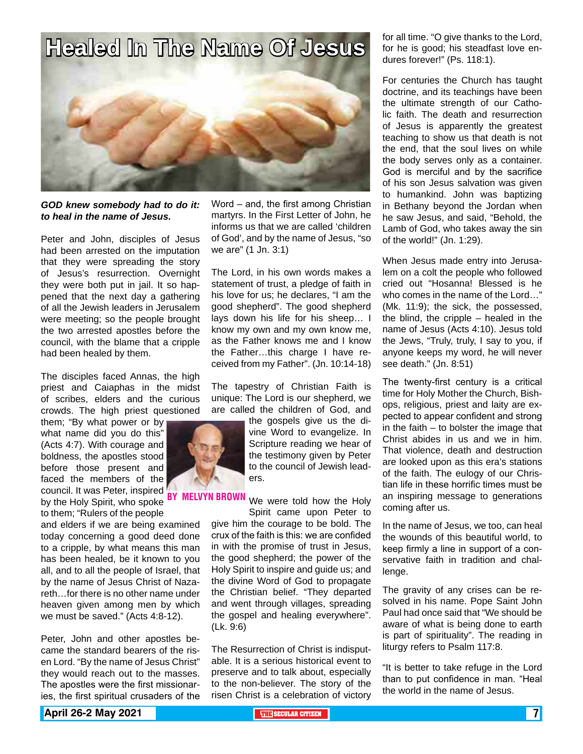# Healed In The Name Of Jesus

***GOD knew somebody had to do it: to heal in the name of Jesus.***

BY MELVYN BROWN

Peter and John, disciples of Jesus had been arrested on the imputation that they were spreading the story of Jesus's resurrection. Overnight they were both put in jail. It so happened that the next day a gathering of all the Jewish leaders in Jerusalem were meeting; so the people brought the two arrested apostles before the council, with the blame that a cripple had been healed by them.

The disciples faced Annas, the high priest and Caiaphas in the midst of scribes, elders and the curious crowds. The high priest questioned them; "By what power or by what name did you do this" (Acts 4:7). With courage and boldness, the apostles stood before those present and faced the members of the council. It was Peter, inspired by the Holy Spirit, who spoke to them; "Rulers of the people and elders if we are being examined today concerning a good deed done to a cripple, by what means this man has been healed, be it known to you all, and to all the people of Israel, that by the name of Jesus Christ of Nazareth…for there is no other name under heaven given among men by which we must be saved." (Acts 4:8-12).

Peter, John and other apostles became the standard bearers of the risen Lord. "By the name of Jesus Christ" they would reach out to the masses. The apostles were the first missionaries, the first spiritual crusaders of the Word – and, the first among Christian martyrs. In the First Letter of John, he informs us that we are called 'children of God', and by the name of Jesus, "so we are" (1 Jn. 3:1)

The Lord, in his own words makes a statement of trust, a pledge of faith in his love for us; he declares, "I am the good shepherd". The good shepherd lays down his life for his sheep… I know my own and my own know me, as the Father knows me and I know the Father…this charge I have received from my Father". (Jn. 10:14-18)

The tapestry of Christian Faith is unique: The Lord is our shepherd, we are called the children of God, and the gospels give us the divine Word to evangelize. In Scripture reading we hear of the testimony given by Peter to the council of Jewish leaders.

We were told how the Holy Spirit came upon Peter to give him the courage to be bold. The crux of the faith is this: we are confided in with the promise of trust in Jesus, the good shepherd; the power of the Holy Spirit to inspire and guide us; and the divine Word of God to propagate the Christian belief. "They departed and went through villages, spreading the gospel and healing everywhere". (Lk. 9:6)

The Resurrection of Christ is indisputable. It is a serious historical event to preserve and to talk about, especially to the non-believer. The story of the risen Christ is a celebration of victory for all time. "O give thanks to the Lord, for he is good; his steadfast love endures forever!" (Ps. 118:1).

For centuries the Church has taught doctrine, and its teachings have been the ultimate strength of our Catholic faith. The death and resurrection of Jesus is apparently the greatest teaching to show us that death is not the end, that the soul lives on while the body serves only as a container. God is merciful and by the sacrifice of his son Jesus salvation was given to humankind. John was baptizing in Bethany beyond the Jordan when he saw Jesus, and said, "Behold, the Lamb of God, who takes away the sin of the world!" (Jn. 1:29).

When Jesus made entry into Jerusalem on a colt the people who followed cried out "Hosanna! Blessed is he who comes in the name of the Lord…" (Mk. 11:9); the sick, the possessed, the blind, the cripple – healed in the name of Jesus (Acts 4:10). Jesus told the Jews, "Truly, truly, I say to you, if anyone keeps my word, he will never see death." (Jn. 8:51)

The twenty-first century is a critical time for Holy Mother the Church, Bishops, religious, priest and laity are expected to appear confident and strong in the faith – to bolster the image that Christ abides in us and we in him. That violence, death and destruction are looked upon as this era's stations of the faith. The eulogy of our Christian life in these horrific times must be an inspiring message to generations coming after us.

In the name of Jesus, we too, can heal the wounds of this beautiful world, to keep firmly a line in support of a conservative faith in tradition and challenge.

The gravity of any crises can be resolved in his name. Pope Saint John Paul had once said that "We should be aware of what is being done to earth is part of spirituality". The reading in liturgy refers to Psalm 117:8.

"It is better to take refuge in the Lord than to put confidence in man. "Heal the world in the name of Jesus.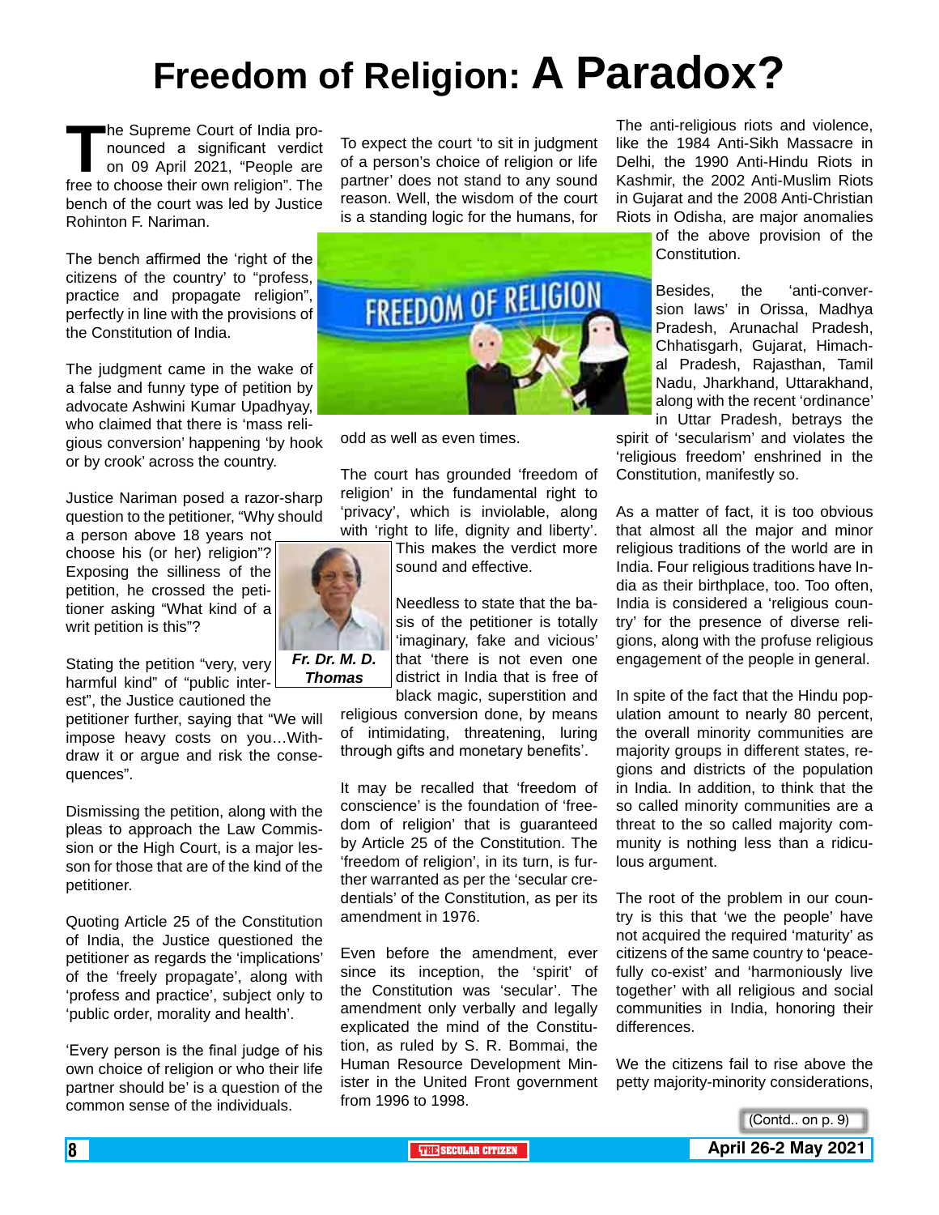# Freedom of Religion: A Paradox?

**Fr. Dr. M. D. Thomas**

The Supreme Court of India pronounced a significant verdict on 09 April 2021, "People are free to choose their own religion". The bench of the court was led by Justice Rohinton F. Nariman.

The bench affirmed the 'right of the citizens of the country' to "profess, practice and propagate religion", perfectly in line with the provisions of the Constitution of India.

The judgment came in the wake of a false and funny type of petition by advocate Ashwini Kumar Upadhyay, who claimed that there is 'mass religious conversion' happening 'by hook or by crook' across the country.

Justice Nariman posed a razor-sharp question to the petitioner, "Why should a person above 18 years not choose his (or her) religion"? Exposing the silliness of the petition, he crossed the petitioner asking "What kind of a writ petition is this"?

Stating the petition "very, very harmful kind" of "public interest", the Justice cautioned the petitioner further, saying that "We will impose heavy costs on you…Withdraw it or argue and risk the consequences".

Dismissing the petition, along with the pleas to approach the Law Commission or the High Court, is a major lesson for those that are of the kind of the petitioner.

Quoting Article 25 of the Constitution of India, the Justice questioned the petitioner as regards the 'implications' of the 'freely propagate', along with 'profess and practice', subject only to 'public order, morality and health'.

'Every person is the final judge of his own choice of religion or who their life partner should be' is a question of the common sense of the individuals.

To expect the court 'to sit in judgment of a person's choice of religion or life partner' does not stand to any sound reason. Well, the wisdom of the court is a standing logic for the humans, for odd as well as even times.

The court has grounded 'freedom of religion' in the fundamental right to 'privacy', which is inviolable, along with 'right to life, dignity and liberty'. This makes the verdict more sound and effective.

Needless to state that the basis of the petitioner is totally 'imaginary, fake and vicious' that 'there is not even one district in India that is free of black magic, superstition and religious conversion done, by means of intimidating, threatening, luring through gifts and monetary benefits'.

It may be recalled that 'freedom of conscience' is the foundation of 'freedom of religion' that is guaranteed by Article 25 of the Constitution. The 'freedom of religion', in its turn, is further warranted as per the 'secular credentials' of the Constitution, as per its amendment in 1976.

Even before the amendment, ever since its inception, the 'spirit' of the Constitution was 'secular'. The amendment only verbally and legally explicated the mind of the Constitution, as ruled by S. R. Bommai, the Human Resource Development Minister in the United Front government from 1996 to 1998.

The anti-religious riots and violence, like the 1984 Anti-Sikh Massacre in Delhi, the 1990 Anti-Hindu Riots in Kashmir, the 2002 Anti-Muslim Riots in Gujarat and the 2008 Anti-Christian Riots in Odisha, are major anomalies of the above provision of the Constitution.

Besides, the 'anti-conversion laws' in Orissa, Madhya Pradesh, Arunachal Pradesh, Chhatisgarh, Gujarat, Himachal Pradesh, Rajasthan, Tamil Nadu, Jharkhand, Uttarakhand, along with the recent 'ordinance' in Uttar Pradesh, betrays the spirit of 'secularism' and violates the 'religious freedom' enshrined in the Constitution, manifestly so.

As a matter of fact, it is too obvious that almost all the major and minor religious traditions of the world are in India. Four religious traditions have India as their birthplace, too. Too often, India is considered a 'religious country' for the presence of diverse religions, along with the profuse religious engagement of the people in general.

In spite of the fact that the Hindu population amount to nearly 80 percent, the overall minority communities are majority groups in different states, regions and districts of the population in India. In addition, to think that the so called minority communities are a threat to the so called majority community is nothing less than a ridiculous argument.

The root of the problem in our country is this that 'we the people' have not acquired the required 'maturity' as citizens of the same country to 'peacefully co-exist' and 'harmoniously live together' with all religious and social communities in India, honoring their differences.

We the citizens fail to rise above the petty majority-minority considerations,

(Contd.. on p. 9)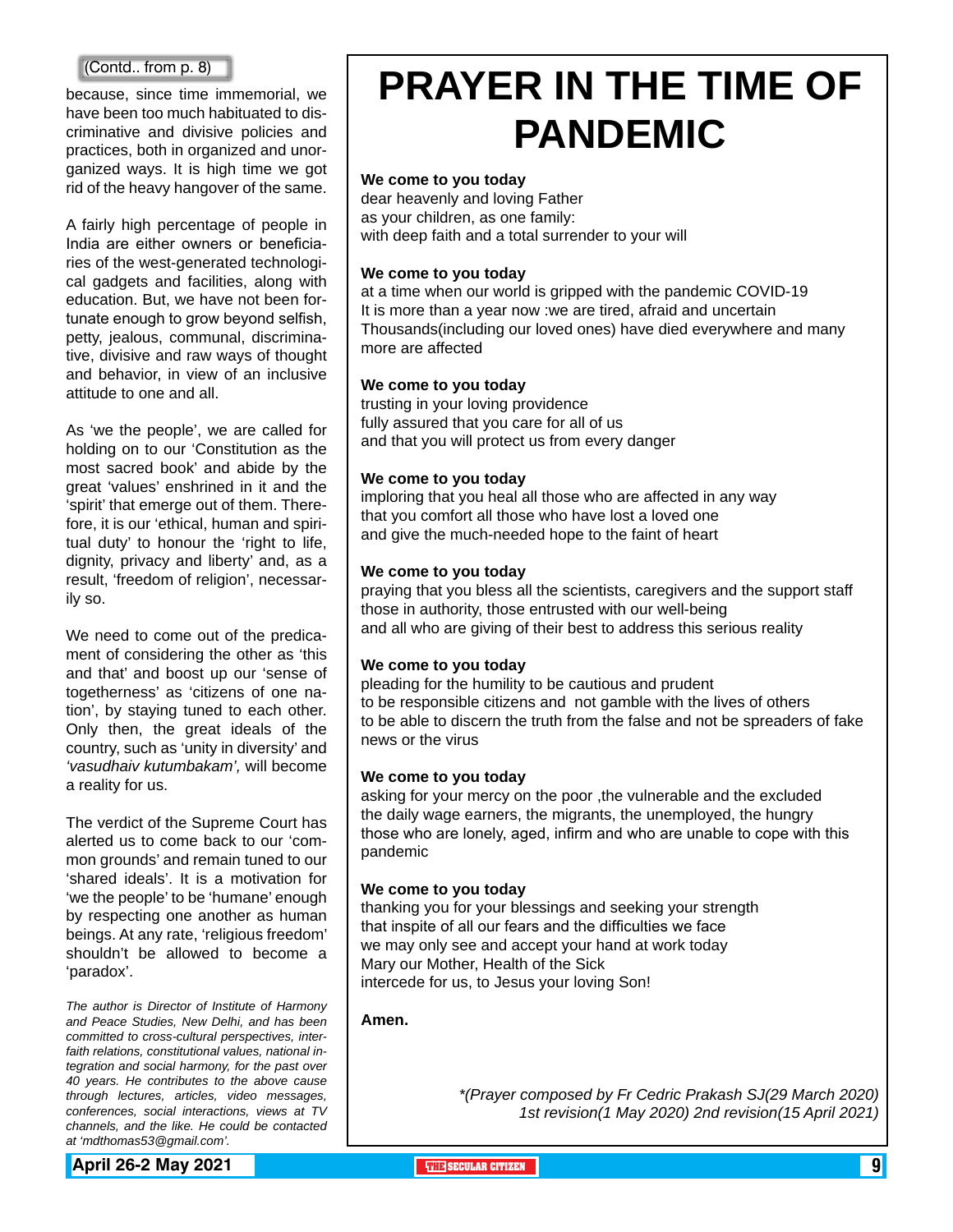(Contd.. from p. 8)

because, since time immemorial, we have been too much habituated to discriminative and divisive policies and practices, both in organized and unorganized ways. It is high time we got rid of the heavy hangover of the same.

A fairly high percentage of people in India are either owners or beneficiaries of the west-generated technological gadgets and facilities, along with education. But, we have not been fortunate enough to grow beyond selfish, petty, jealous, communal, discriminative, divisive and raw ways of thought and behavior, in view of an inclusive attitude to one and all.

As 'we the people', we are called for holding on to our 'Constitution as the most sacred book' and abide by the great 'values' enshrined in it and the 'spirit' that emerge out of them. Therefore, it is our 'ethical, human and spiritual duty' to honour the 'right to life, dignity, privacy and liberty' and, as a result, 'freedom of religion', necessarily so.

We need to come out of the predicament of considering the other as 'this and that' and boost up our 'sense of togetherness' as 'citizens of one nation', by staying tuned to each other. Only then, the great ideals of the country, such as 'unity in diversity' and *'vasudhaiv kutumbakam',* will become a reality for us.

The verdict of the Supreme Court has alerted us to come back to our 'common grounds' and remain tuned to our 'shared ideals'. It is a motivation for 'we the people' to be 'humane' enough by respecting one another as human beings. At any rate, 'religious freedom' shouldn't be allowed to become a 'paradox'.

*The author is Director of Institute of Harmony and Peace Studies, New Delhi, and has been committed to cross-cultural perspectives, interfaith relations, constitutional values, national integration and social harmony, for the past over 40 years. He contributes to the above cause through lectures, articles, video messages, conferences, social interactions, views at TV channels, and the like. He could be contacted at 'mdthomas53@gmail.com'.*

# PRAYER IN THE TIME OF PANDEMIC

**We come to you today**
dear heavenly and loving Father
as your children, as one family:
with deep faith and a total surrender to your will

**We come to you today**
at a time when our world is gripped with the pandemic COVID-19
It is more than a year now :we are tired, afraid and uncertain
Thousands(including our loved ones) have died everywhere and many more are affected

**We come to you today**
trusting in your loving providence
fully assured that you care for all of us
and that you will protect us from every danger

**We come to you today**
imploring that you heal all those who are affected in any way
that you comfort all those who have lost a loved one
and give the much-needed hope to the faint of heart

**We come to you today**
praying that you bless all the scientists, caregivers and the support staff
those in authority, those entrusted with our well-being
and all who are giving of their best to address this serious reality

**We come to you today**
pleading for the humility to be cautious and prudent
to be responsible citizens and not gamble with the lives of others
to be able to discern the truth from the false and not be spreaders of fake news or the virus

**We come to you today**
asking for your mercy on the poor ,the vulnerable and the excluded
the daily wage earners, the migrants, the unemployed, the hungry
those who are lonely, aged, infirm and who are unable to cope with this pandemic

**We come to you today**
thanking you for your blessings and seeking your strength
that inspite of all our fears and the difficulties we face
we may only see and accept your hand at work today
Mary our Mother, Health of the Sick
intercede for us, to Jesus your loving Son!

**Amen.**

*\*(Prayer composed by Fr Cedric Prakash SJ(29 March 2020)
1st revision(1 May 2020) 2nd revision(15 April 2021)*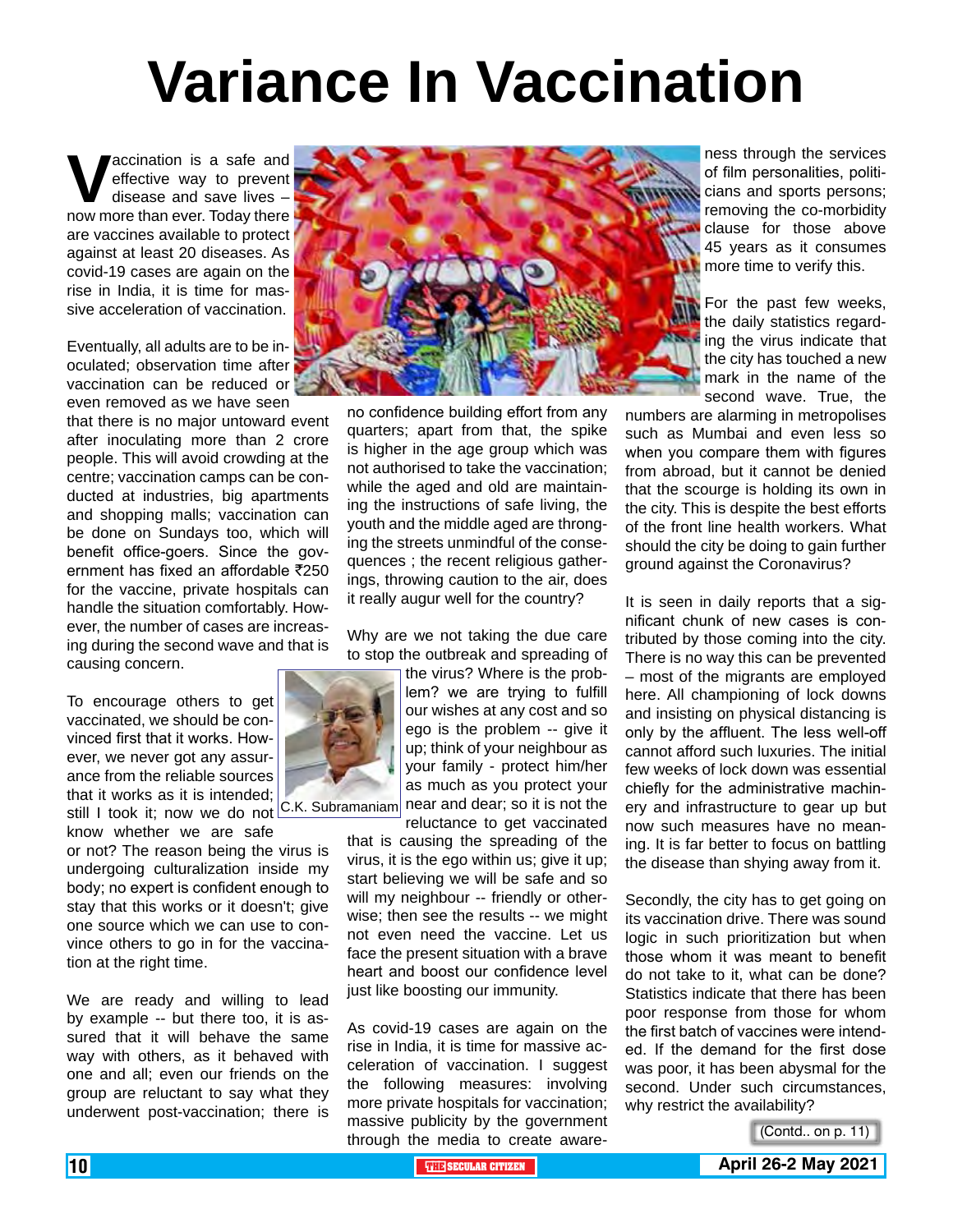# Variance In Vaccination

Vaccination is a safe and effective way to prevent disease and save lives – now more than ever. Today there are vaccines available to protect against at least 20 diseases. As covid-19 cases are again on the rise in India, it is time for massive acceleration of vaccination.

Eventually, all adults are to be inoculated; observation time after vaccination can be reduced or even removed as we have seen that there is no major untoward event after inoculating more than 2 crore people. This will avoid crowding at the centre; vaccination camps can be conducted at industries, big apartments and shopping malls; vaccination can be done on Sundays too, which will benefit office-goers. Since the government has fixed an affordable ₹250 for the vaccine, private hospitals can handle the situation comfortably. However, the number of cases are increasing during the second wave and that is causing concern.

To encourage others to get vaccinated, we should be convinced first that it works. However, we never got any assurance from the reliable sources that it works as it is intended; still I took it; now we do not know whether we are safe or not? The reason being the virus is undergoing culturalization inside my body; no expert is confident enough to stay that this works or it doesn't; give one source which we can use to convince others to go in for the vaccination at the right time.

We are ready and willing to lead by example -- but there too, it is assured that it will behave the same way with others, as it behaved with one and all; even our friends on the group are reluctant to say what they underwent post-vaccination; there is no confidence building effort from any quarters; apart from that, the spike is higher in the age group which was not authorised to take the vaccination; while the aged and old are maintaining the instructions of safe living, the youth and the middle aged are thronging the streets unmindful of the consequences ; the recent religious gatherings, throwing caution to the air, does it really augur well for the country?

Why are we not taking the due care to stop the outbreak and spreading of the virus? Where is the problem? we are trying to fulfill our wishes at any cost and so ego is the problem -- give it up; think of your neighbour as your family - protect him/her as much as you protect your near and dear; so it is not the reluctance to get vaccinated that is causing the spreading of the virus, it is the ego within us; give it up; start believing we will be safe and so will my neighbour -- friendly or otherwise; then see the results -- we might not even need the vaccine. Let us face the present situation with a brave heart and boost our confidence level just like boosting our immunity.

C.K. Subramaniam

As covid-19 cases are again on the rise in India, it is time for massive acceleration of vaccination. I suggest the following measures: involving more private hospitals for vaccination; massive publicity by the government through the media to create awareness through the services of film personalities, politicians and sports persons; removing the co-morbidity clause for those above 45 years as it consumes more time to verify this.

For the past few weeks, the daily statistics regarding the virus indicate that the city has touched a new mark in the name of the second wave. True, the numbers are alarming in metropolises such as Mumbai and even less so when you compare them with figures from abroad, but it cannot be denied that the scourge is holding its own in the city. This is despite the best efforts of the front line health workers. What should the city be doing to gain further ground against the Coronavirus?

It is seen in daily reports that a significant chunk of new cases is contributed by those coming into the city. There is no way this can be prevented – most of the migrants are employed here. All championing of lock downs and insisting on physical distancing is only by the affluent. The less well-off cannot afford such luxuries. The initial few weeks of lock down was essential chiefly for the administrative machinery and infrastructure to gear up but now such measures have no meaning. It is far better to focus on battling the disease than shying away from it.

Secondly, the city has to get going on its vaccination drive. There was sound logic in such prioritization but when those whom it was meant to benefit do not take to it, what can be done? Statistics indicate that there has been poor response from those for whom the first batch of vaccines were intended. If the demand for the first dose was poor, it has been abysmal for the second. Under such circumstances, why restrict the availability?

(Contd.. on p. 11)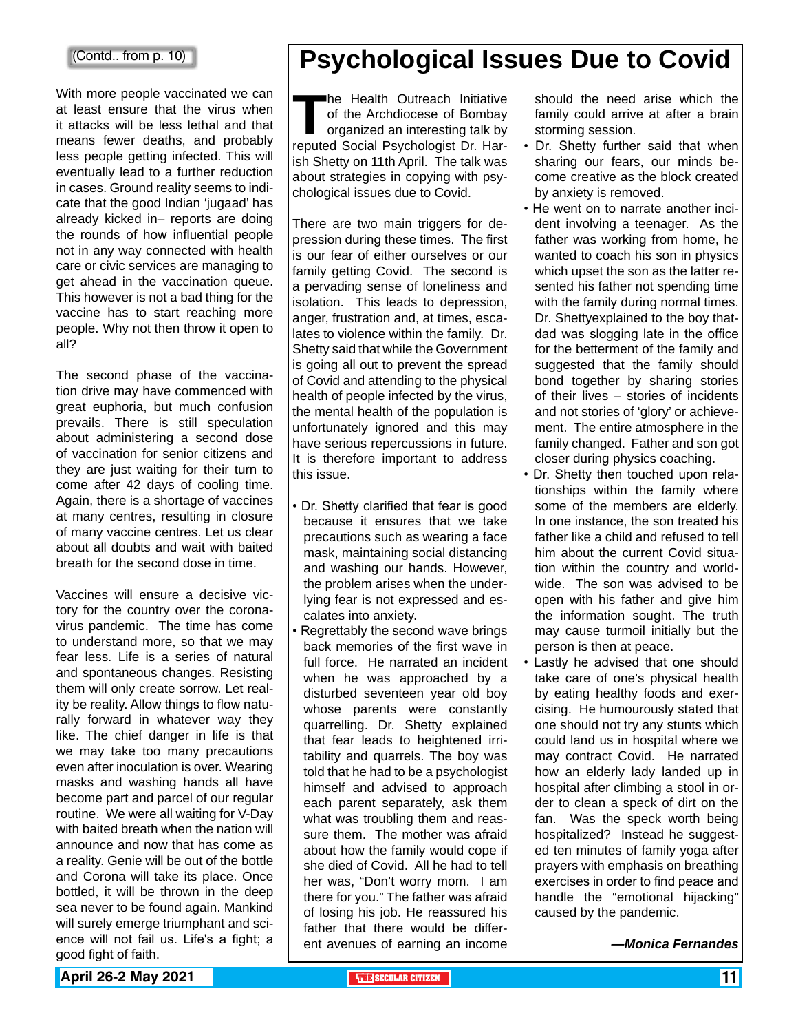(Contd.. from p. 10)

With more people vaccinated we can at least ensure that the virus when it attacks will be less lethal and that means fewer deaths, and probably less people getting infected. This will eventually lead to a further reduction in cases. Ground reality seems to indicate that the good Indian 'jugaad' has already kicked in– reports are doing the rounds of how influential people not in any way connected with health care or civic services are managing to get ahead in the vaccination queue. This however is not a bad thing for the vaccine has to start reaching more people. Why not then throw it open to all?

The second phase of the vaccination drive may have commenced with great euphoria, but much confusion prevails. There is still speculation about administering a second dose of vaccination for senior citizens and they are just waiting for their turn to come after 42 days of cooling time. Again, there is a shortage of vaccines at many centres, resulting in closure of many vaccine centres. Let us clear about all doubts and wait with baited breath for the second dose in time.

Vaccines will ensure a decisive victory for the country over the coronavirus pandemic. The time has come to understand more, so that we may fear less. Life is a series of natural and spontaneous changes. Resisting them will only create sorrow. Let reality be reality. Allow things to flow naturally forward in whatever way they like. The chief danger in life is that we may take too many precautions even after inoculation is over. Wearing masks and washing hands all have become part and parcel of our regular routine. We were all waiting for V-Day with baited breath when the nation will announce and now that has come as a reality. Genie will be out of the bottle and Corona will take its place. Once bottled, it will be thrown in the deep sea never to be found again. Mankind will surely emerge triumphant and science will not fail us. Life's a fight; a good fight of faith.

# Psychological Issues Due to Covid

The Health Outreach Initiative of the Archdiocese of Bombay organized an interesting talk by reputed Social Psychologist Dr. Harish Shetty on 11th April. The talk was about strategies in copying with psychological issues due to Covid.

There are two main triggers for depression during these times. The first is our fear of either ourselves or our family getting Covid. The second is a pervading sense of loneliness and isolation. This leads to depression, anger, frustration and, at times, escalates to violence within the family. Dr. Shetty said that while the Government is going all out to prevent the spread of Covid and attending to the physical health of people infected by the virus, the mental health of the population is unfortunately ignored and this may have serious repercussions in future. It is therefore important to address this issue.

- Dr. Shetty clarified that fear is good because it ensures that we take precautions such as wearing a face mask, maintaining social distancing and washing our hands. However, the problem arises when the underlying fear is not expressed and escalates into anxiety.
- Regrettably the second wave brings back memories of the first wave in full force. He narrated an incident when he was approached by a disturbed seventeen year old boy whose parents were constantly quarrelling. Dr. Shetty explained that fear leads to heightened irritability and quarrels. The boy was told that he had to be a psychologist himself and advised to approach each parent separately, ask them what was troubling them and reassure them. The mother was afraid about how the family would cope if she died of Covid. All he had to tell her was, "Don't worry mom. I am there for you." The father was afraid of losing his job. He reassured his father that there would be different avenues of earning an income should the need arise which the family could arrive at after a brain storming session.
- Dr. Shetty further said that when sharing our fears, our minds become creative as the block created by anxiety is removed.
- He went on to narrate another incident involving a teenager. As the father was working from home, he wanted to coach his son in physics which upset the son as the latter resented his father not spending time with the family during normal times. Dr. Shettyexplained to the boy thatdad was slogging late in the office for the betterment of the family and suggested that the family should bond together by sharing stories of their lives – stories of incidents and not stories of 'glory' or achievement. The entire atmosphere in the family changed. Father and son got closer during physics coaching.
- Dr. Shetty then touched upon relationships within the family where some of the members are elderly. In one instance, the son treated his father like a child and refused to tell him about the current Covid situation within the country and worldwide. The son was advised to be open with his father and give him the information sought. The truth may cause turmoil initially but the person is then at peace.
- Lastly he advised that one should take care of one's physical health by eating healthy foods and exercising. He humourously stated that one should not try any stunts which could land us in hospital where we may contract Covid. He narrated how an elderly lady landed up in hospital after climbing a stool in order to clean a speck of dirt on the fan. Was the speck worth being hospitalized? Instead he suggested ten minutes of family yoga after prayers with emphasis on breathing exercises in order to find peace and handle the "emotional hijacking" caused by the pandemic.

***—Monica Fernandes***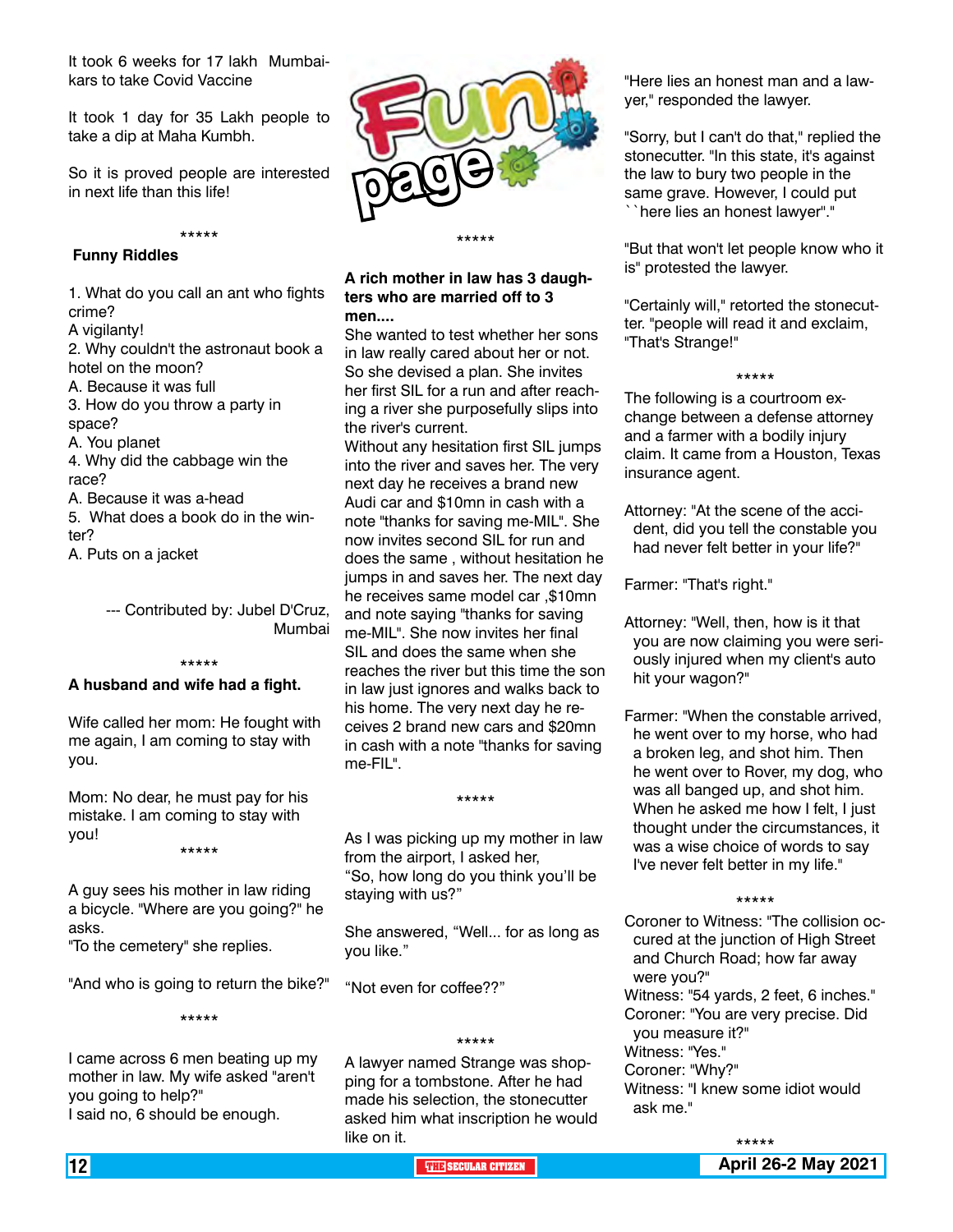It took 6 weeks for 17 lakh Mumbaikars to take Covid Vaccine

It took 1 day for 35 Lakh people to take a dip at Maha Kumbh.

So it is proved people are interested in next life than this life!

*****

**Funny Riddles**

1. What do you call an ant who fights crime?
A vigilanty!
2. Why couldn't the astronaut book a hotel on the moon?
A. Because it was full
3. How do you throw a party in space?
A. You planet
4. Why did the cabbage win the race?
A. Because it was a-head
5. What does a book do in the winter?
A. Puts on a jacket

--- Contributed by: Jubel D'Cruz, Mumbai

*****

**A husband and wife had a fight.**

Wife called her mom: He fought with me again, I am coming to stay with you.

Mom: No dear, he must pay for his mistake. I am coming to stay with you!

*****

A guy sees his mother in law riding a bicycle. "Where are you going?" he asks.
"To the cemetery" she replies.

"And who is going to return the bike?"

*****

I came across 6 men beating up my mother in law. My wife asked "aren't you going to help?"
I said no, 6 should be enough.

# Fun page

*****

**A rich mother in law has 3 daughters who are married off to 3 men....**

She wanted to test whether her sons in law really cared about her or not. So she devised a plan. She invites her first SIL for a run and after reaching a river she purposefully slips into the river's current.
Without any hesitation first SIL jumps into the river and saves her. The very next day he receives a brand new Audi car and $10mn in cash with a note "thanks for saving me-MIL". She now invites second SIL for run and does the same , without hesitation he jumps in and saves her. The next day he receives same model car ,$10mn and note saying "thanks for saving me-MIL". She now invites her final SIL and does the same when she reaches the river but this time the son in law just ignores and walks back to his home. The very next day he receives 2 brand new cars and $20mn in cash with a note "thanks for saving me-FIL".

*****

As I was picking up my mother in law from the airport, I asked her,
"So, how long do you think you'll be staying with us?"

She answered, "Well... for as long as you like."

"Not even for coffee??"

*****

A lawyer named Strange was shopping for a tombstone. After he had made his selection, the stonecutter asked him what inscription he would like on it.

"Here lies an honest man and a lawyer," responded the lawyer.

"Sorry, but I can't do that," replied the stonecutter. "In this state, it's against the law to bury two people in the same grave. However, I could put ``here lies an honest lawyer"."

"But that won't let people know who it is" protested the lawyer.

"Certainly will," retorted the stonecutter. "people will read it and exclaim, "That's Strange!"

*****

The following is a courtroom exchange between a defense attorney and a farmer with a bodily injury claim. It came from a Houston, Texas insurance agent.

Attorney: "At the scene of the accident, did you tell the constable you had never felt better in your life?"

Farmer: "That's right."

Attorney: "Well, then, how is it that you are now claiming you were seriously injured when my client's auto hit your wagon?"

Farmer: "When the constable arrived, he went over to my horse, who had a broken leg, and shot him. Then he went over to Rover, my dog, who was all banged up, and shot him. When he asked me how I felt, I just thought under the circumstances, it was a wise choice of words to say I've never felt better in my life."

*****

Coroner to Witness: "The collision occured at the junction of High Street and Church Road; how far away were you?"
Witness: "54 yards, 2 feet, 6 inches."
Coroner: "You are very precise. Did you measure it?"
Witness: "Yes."
Coroner: "Why?"
Witness: "I knew some idiot would ask me."

*****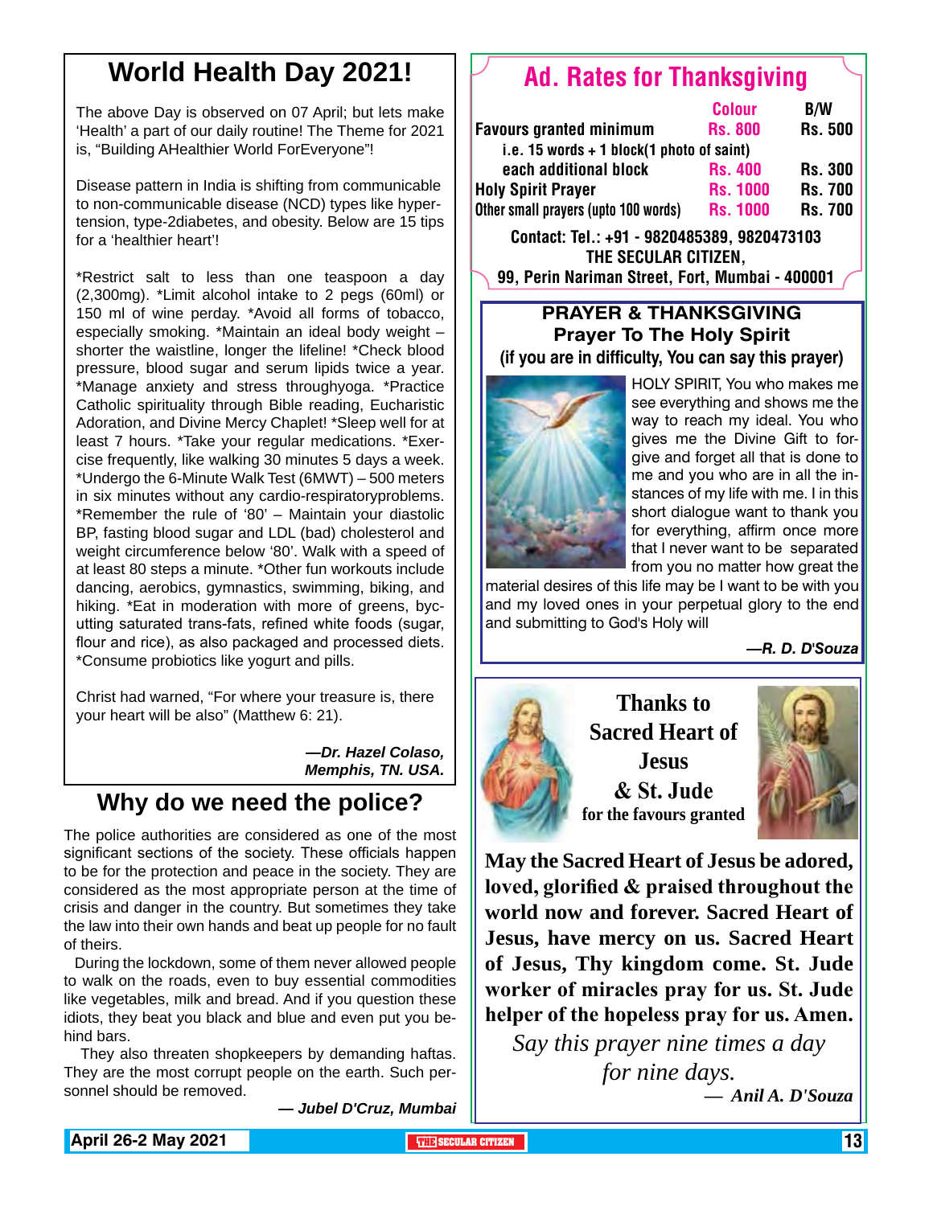# World Health Day 2021!

The above Day is observed on 07 April; but lets make 'Health' a part of our daily routine! The Theme for 2021 is, "Building AHealthier World ForEveryone"!

Disease pattern in India is shifting from communicable to non-communicable disease (NCD) types like hyper-tension, type-2diabetes, and obesity. Below are 15 tips for a 'healthier heart'!

*Restrict salt to less than one teaspoon a day (2,300mg). *Limit alcohol intake to 2 pegs (60ml) or 150 ml of wine perday. *Avoid all forms of tobacco, especially smoking. *Maintain an ideal body weight – shorter the waistline, longer the lifeline! *Check blood pressure, blood sugar and serum lipids twice a year. *Manage anxiety and stress throughyoga. *Practice Catholic spirituality through Bible reading, Eucharistic Adoration, and Divine Mercy Chaplet! *Sleep well for at least 7 hours. *Take your regular medications. *Exercise frequently, like walking 30 minutes 5 days a week. *Undergo the 6-Minute Walk Test (6MWT) – 500 meters in six minutes without any cardio-respiratoryproblems. *Remember the rule of '80' – Maintain your diastolic BP, fasting blood sugar and LDL (bad) cholesterol and weight circumference below '80'. Walk with a speed of at least 80 steps a minute. *Other fun workouts include dancing, aerobics, gymnastics, swimming, biking, and hiking. *Eat in moderation with more of greens, bycutting saturated trans-fats, refined white foods (sugar, flour and rice), as also packaged and processed diets. *Consume probiotics like yogurt and pills.

Christ had warned, "For where your treasure is, there your heart will be also" (Matthew 6: 21).

***—Dr. Hazel Colaso, Memphis, TN. USA.***

# Why do we need the police?

The police authorities are considered as one of the most significant sections of the society. These officials happen to be for the protection and peace in the society. They are considered as the most appropriate person at the time of crisis and danger in the country. But sometimes they take the law into their own hands and beat up people for no fault of theirs.

During the lockdown, some of them never allowed people to walk on the roads, even to buy essential commodities like vegetables, milk and bread. And if you question these idiots, they beat you black and blue and even put you behind bars.

They also threaten shopkeepers by demanding haftas. They are the most corrupt people on the earth. Such personnel should be removed.

***— Jubel D'Cruz, Mumbai***

## Ad. Rates for Thanksgiving

| | Colour | B/W |
|---|---|---|
| Favours granted minimum | Rs. 800 | Rs. 500 |
| i.e. 15 words + 1 block(1 photo of saint) | | |
| each additional block | Rs. 400 | Rs. 300 |
| Holy Spirit Prayer | Rs. 1000 | Rs. 700 |
| Other small prayers (upto 100 words) | Rs. 1000 | Rs. 700 |

**Contact: Tel.: +91 - 9820485389, 9820473103**
**THE SECULAR CITIZEN,**
**99, Perin Nariman Street, Fort, Mumbai - 400001**

## PRAYER & THANKSGIVING

### Prayer To The Holy Spirit

**(if you are in difficulty, You can say this prayer)**

HOLY SPIRIT, You who makes me see everything and shows me the way to reach my ideal. You who gives me the Divine Gift to forgive and forget all that is done to me and you who are in all the instances of my life with me. I in this short dialogue want to thank you for everything, affirm once more that I never want to be separated from you no matter how great the material desires of this life may be I want to be with you and my loved ones in your perpetual glory to the end and submitting to God's Holy will

***—R. D. D'Souza***

## Thanks to Sacred Heart of Jesus & St. Jude

**for the favours granted**

**May the Sacred Heart of Jesus be adored, loved, glorified & praised throughout the world now and forever. Sacred Heart of Jesus, have mercy on us. Sacred Heart of Jesus, Thy kingdom come. St. Jude worker of miracles pray for us. St. Jude helper of the hopeless pray for us. Amen.**

*Say this prayer nine times a day for nine days.*

***— Anil A. D'Souza***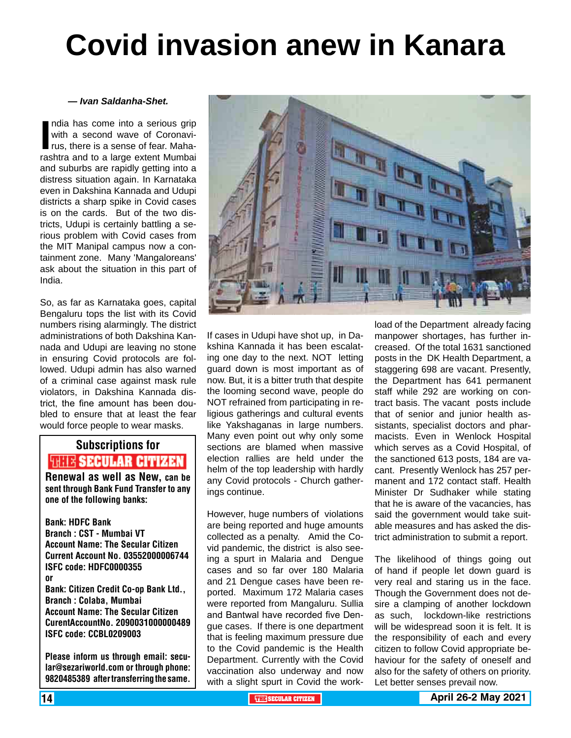# Covid invasion anew in Kanara

***— Ivan Saldanha-Shet.***

India has come into a serious grip with a second wave of Coronavirus, there is a sense of fear. Maharashtra and to a large extent Mumbai and suburbs are rapidly getting into a distress situation again. In Karnataka even in Dakshina Kannada and Udupi districts a sharp spike in Covid cases is on the cards. But of the two districts, Udupi is certainly battling a serious problem with Covid cases from the MIT Manipal campus now a containment zone. Many 'Mangaloreans' ask about the situation in this part of India.

So, as far as Karnataka goes, capital Bengaluru tops the list with its Covid numbers rising alarmingly. The district administrations of both Dakshina Kannada and Udupi are leaving no stone in ensuring Covid protocols are followed. Udupi admin has also warned of a criminal case against mask rule violators, in Dakshina Kannada district, the fine amount has been doubled to ensure that at least the fear would force people to wear masks.

If cases in Udupi have shot up, in Dakshina Kannada it has been escalating one day to the next. NOT letting guard down is most important as of now. But, it is a bitter truth that despite the looming second wave, people do NOT refrained from participating in religious gatherings and cultural events like Yakshaganas in large numbers. Many even point out why only some sections are blamed when massive election rallies are held under the helm of the top leadership with hardly any Covid protocols - Church gatherings continue.

However, huge numbers of violations are being reported and huge amounts collected as a penalty. Amid the Covid pandemic, the district is also seeing a spurt in Malaria and Dengue cases and so far over 180 Malaria and 21 Dengue cases have been reported. Maximum 172 Malaria cases were reported from Mangaluru. Sullia and Bantwal have recorded five Dengue cases. If there is one department that is feeling maximum pressure due to the Covid pandemic is the Health Department. Currently with the Covid vaccination also underway and now with a slight spurt in Covid the workload of the Department already facing manpower shortages, has further increased. Of the total 1631 sanctioned posts in the DK Health Department, a staggering 698 are vacant. Presently, the Department has 641 permanent staff while 292 are working on contract basis. The vacant posts include that of senior and junior health assistants, specialist doctors and pharmacists. Even in Wenlock Hospital which serves as a Covid Hospital, of the sanctioned 613 posts, 184 are vacant. Presently Wenlock has 257 permanent and 172 contact staff. Health Minister Dr Sudhaker while stating that he is aware of the vacancies, has said the government would take suitable measures and has asked the district administration to submit a report.

The likelihood of things going out of hand if people let down guard is very real and staring us in the face. Though the Government does not desire a clamping of another lockdown as such, lockdown-like restrictions will be widespread soon it is felt. It is the responsibility of each and every citizen to follow Covid appropriate behaviour for the safety of oneself and also for the safety of others on priority. Let better senses prevail now.

---

**Subscriptions for THE SECULAR CITIZEN**

**Renewal as well as New, can be sent through Bank Fund Transfer to any one of the following banks:**

**Bank: HDFC Bank**
**Branch : CST - Mumbai VT**
**Account Name: The Secular Citizen**
**Current Account No. 03552000006744**
**ISFC code: HDFC0000355**
**or**
**Bank: Citizen Credit Co-op Bank Ltd.,**
**Branch : Colaba, Mumbai**
**Account Name: The Secular Citizen**
**CurentAccountNo. 2090031000000489**
**ISFC code: CCBL0209003**

**Please inform us through email: secular@sezariworld.com or through phone: 9820485389 after transferring the same.**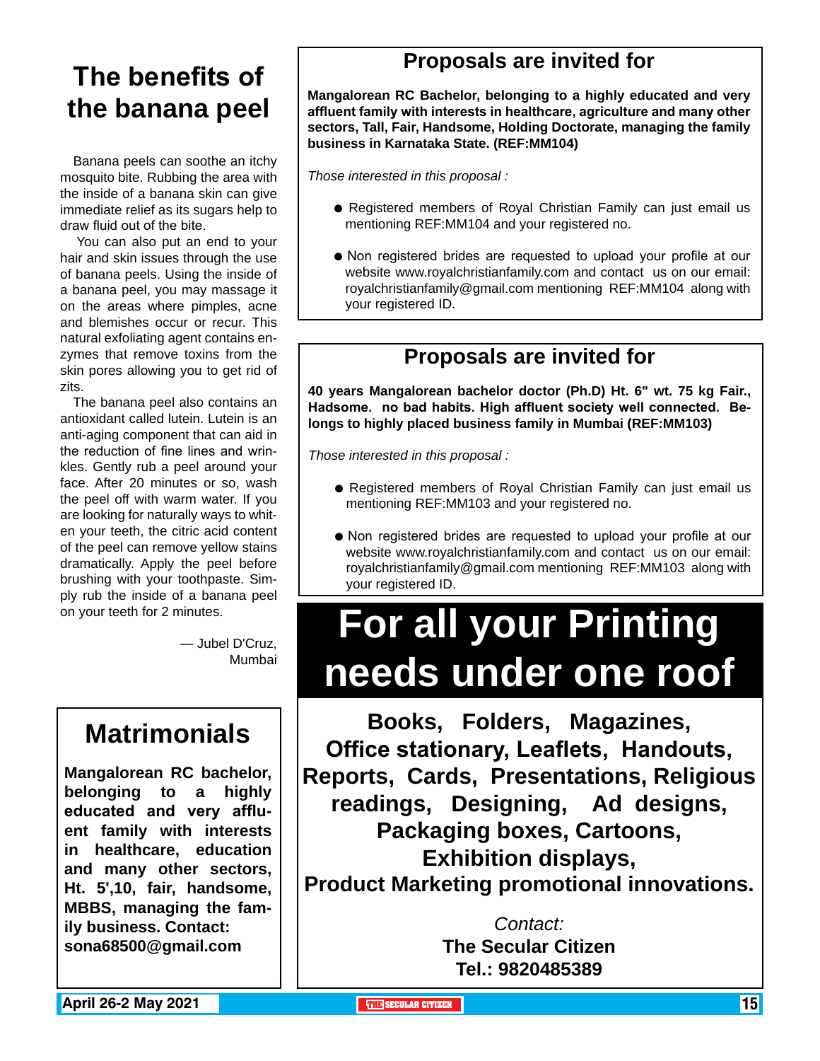# The benefits of the banana peel

Banana peels can soothe an itchy mosquito bite. Rubbing the area with the inside of a banana skin can give immediate relief as its sugars help to draw fluid out of the bite.

You can also put an end to your hair and skin issues through the use of banana peels. Using the inside of a banana peel, you may massage it on the areas where pimples, acne and blemishes occur or recur. This natural exfoliating agent contains enzymes that remove toxins from the skin pores allowing you to get rid of zits.

The banana peel also contains an antioxidant called lutein. Lutein is an anti-aging component that can aid in the reduction of fine lines and wrinkles. Gently rub a peel around your face. After 20 minutes or so, wash the peel off with warm water. If you are looking for naturally ways to whiten your teeth, the citric acid content of the peel can remove yellow stains dramatically. Apply the peel before brushing with your toothpaste. Simply rub the inside of a banana peel on your teeth for 2 minutes.

— Jubel D'Cruz, Mumbai

## Matrimonials

**Mangalorean RC bachelor, belonging to a highly educated and very affluent family with interests in healthcare, education and many other sectors, Ht. 5',10, fair, handsome, MBBS, managing the family business. Contact: sona68500@gmail.com**

## Proposals are invited for

**Mangalorean RC Bachelor, belonging to a highly educated and very affluent family with interests in healthcare, agriculture and many other sectors, Tall, Fair, Handsome, Holding Doctorate, managing the family business in Karnataka State. (REF:MM104)**

*Those interested in this proposal :*

- Registered members of Royal Christian Family can just email us mentioning REF:MM104 and your registered no.
- Non registered brides are requested to upload your profile at our website www.royalchristianfamily.com and contact us on our email: royalchristianfamily@gmail.com mentioning REF:MM104 along with your registered ID.

## Proposals are invited for

**40 years Mangalorean bachelor doctor (Ph.D) Ht. 6" wt. 75 kg Fair., Hadsome. no bad habits. High affluent society well connected. Belongs to highly placed business family in Mumbai (REF:MM103)**

*Those interested in this proposal :*

- Registered members of Royal Christian Family can just email us mentioning REF:MM103 and your registered no.
- Non registered brides are requested to upload your profile at our website www.royalchristianfamily.com and contact us on our email: royalchristianfamily@gmail.com mentioning REF:MM103 along with your registered ID.

# For all your Printing needs under one roof

**Books, Folders, Magazines, Office stationary, Leaflets, Handouts, Reports, Cards, Presentations, Religious readings, Designing, Ad designs, Packaging boxes, Cartoons, Exhibition displays, Product Marketing promotional innovations.**

*Contact:*
**The Secular Citizen**
**Tel.: 9820485389**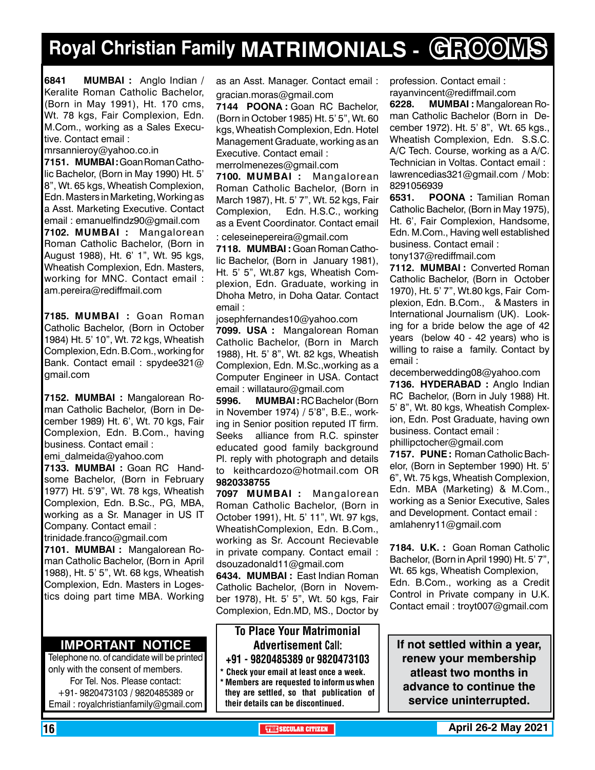# Royal Christian Family MATRIMONIALS - GROOMS

**6841 MUMBAI :** Anglo Indian / Keralite Roman Catholic Bachelor, (Born in May 1991), Ht. 170 cms, Wt. 78 kgs, Fair Complexion, Edn. M.Com., working as a Sales Executive. Contact email : mrsannieroy@yahoo.co.in

**7151. MUMBAI :** Goan Roman Catholic Bachelor, (Born in May 1990) Ht. 5' 8", Wt. 65 kgs, Wheatish Complexion, Edn. Masters in Marketing, Working as a Asst. Marketing Executive. Contact email : emanuelfindz90@gmail.com

**7102. MUMBAI :** Mangalorean Roman Catholic Bachelor, (Born in August 1988), Ht. 6' 1", Wt. 95 kgs, Wheatish Complexion, Edn. Masters, working for MNC. Contact email : am.pereira@rediffmail.com

**7185. MUMBAI :** Goan Roman Catholic Bachelor, (Born in October 1984) Ht. 5' 10", Wt. 72 kgs, Wheatish Complexion, Edn. B.Com., working for Bank. Contact email : spydee321@gmail.com

**7152. MUMBAI :** Mangalorean Roman Catholic Bachelor, (Born in December 1989) Ht. 6', Wt. 70 kgs, Fair Complexion, Edn. B.Com., having business. Contact email : emi_dalmeida@yahoo.com

**7133. MUMBAI :** Goan RC Handsome Bachelor, (Born in February 1977) Ht. 5'9", Wt. 78 kgs, Wheatish Complexion, Edn. B.Sc., PG, MBA, working as a Sr. Manager in US IT Company. Contact email : trinidade.franco@gmail.com

**7101. MUMBAI :** Mangalorean Roman Catholic Bachelor, (Born in April 1988), Ht. 5' 5", Wt. 68 kgs, Wheatish Complexion, Edn. Masters in Logestics doing part time MBA. Working as an Asst. Manager. Contact email : gracian.moras@gmail.com

**7144 POONA :** Goan RC Bachelor, (Born in October 1985) Ht. 5' 5", Wt. 60 kgs, Wheatish Complexion, Edn. Hotel Management Graduate, working as an Executive. Contact email : merrolmenezes@gmail.com

**7100. MUMBAI :** Mangalorean Roman Catholic Bachelor, (Born in March 1987), Ht. 5' 7", Wt. 52 kgs, Fair Complexion, Edn. H.S.C., working as a Event Coordinator. Contact email : celeseinepereira@gmail.com

**7118. MUMBAI :** Goan Roman Catholic Bachelor, (Born in January 1981), Ht. 5' 5", Wt.87 kgs, Wheatish Complexion, Edn. Graduate, working in Dhoha Metro, in Doha Qatar. Contact email : josephfernandes10@yahoo.com

**7099. USA :** Mangalorean Roman Catholic Bachelor, (Born in March 1988), Ht. 5' 8", Wt. 82 kgs, Wheatish Complexion, Edn. M.Sc.,working as a Computer Engineer in USA. Contact email : willatauro@gmail.com

**5996. MUMBAI :** RC Bachelor (Born in November 1974) / 5'8", B.E., working in Senior position reputed IT firm. Seeks alliance from R.C. spinster educated good family background Pl. reply with photograph and details to keithcardozo@hotmail.com OR **9820338755**

**7097 MUMBAI :** Mangalorean Roman Catholic Bachelor, (Born in October 1991), Ht. 5' 11", Wt. 97 kgs, WheatishComplexion, Edn. B.Com., working as Sr. Account Recievable in private company. Contact email : dsouzadonald11@gmail.com

**6434. MUMBAI :** East Indian Roman Catholic Bachelor, (Born in November 1978), Ht. 5' 5", Wt. 50 kgs, Fair Complexion, Edn.MD, MS., Doctor by profession. Contact email : rayanvincent@rediffmail.com

**6228. MUMBAI :** Mangalorean Roman Catholic Bachelor (Born in December 1972). Ht. 5' 8", Wt. 65 kgs., Wheatish Complexion, Edn. S.S.C. A/C Tech. Course, working as a A/C. Technician in Voltas. Contact email : lawrencedias321@gmail.com / Mob: 8291056939

**6531. POONA :** Tamilian Roman Catholic Bachelor, (Born in May 1975), Ht. 6', Fair Complexion, Handsome, Edn. M.Com., Having well established business. Contact email : tony137@rediffmail.com

**7112. MUMBAI :** Converted Roman Catholic Bachelor, (Born in October 1970), Ht. 5' 7", Wt.80 kgs, Fair Complexion, Edn. B.Com., & Masters in International Journalism (UK). Looking for a bride below the age of 42 years (below 40 - 42 years) who is willing to raise a family. Contact by email : decemberwedding08@yahoo.com

**7136. HYDERABAD :** Anglo Indian RC Bachelor, (Born in July 1988) Ht. 5' 8", Wt. 80 kgs, Wheatish Complexion, Edn. Post Graduate, having own business. Contact email : phillipctocher@gmail.com

**7157. PUNE :** Roman Catholic Bachelor, (Born in September 1990) Ht. 5' 6", Wt. 75 kgs, Wheatish Complexion, Edn. MBA (Marketing) & M.Com., working as a Senior Executive, Sales and Development. Contact email : amlahenry11@gmail.com

**7184. U.K. :** Goan Roman Catholic Bachelor, (Born in April 1990) Ht. 5' 7", Wt. 65 kgs, Wheatish Complexion, Edn. B.Com., working as a Credit Control in Private company in U.K. Contact email : troyt007@gmail.com

## IMPORTANT NOTICE

Telephone no. of candidate will be printed only with the consent of members.
For Tel. Nos. Please contact:
+91- 9820473103 / 9820485389 or
Email : royalchristianfamily@gmail.com

**To Place Your Matrimonial Advertisement Call:**
**+91 - 9820485389 or 9820473103**

- Check your email at least once a week.
- Members are requested to inform us when they are settled, so that publication of their details can be discontinued.

**If not settled within a year, renew your membership atleast two months in advance to continue the service uninterrupted.**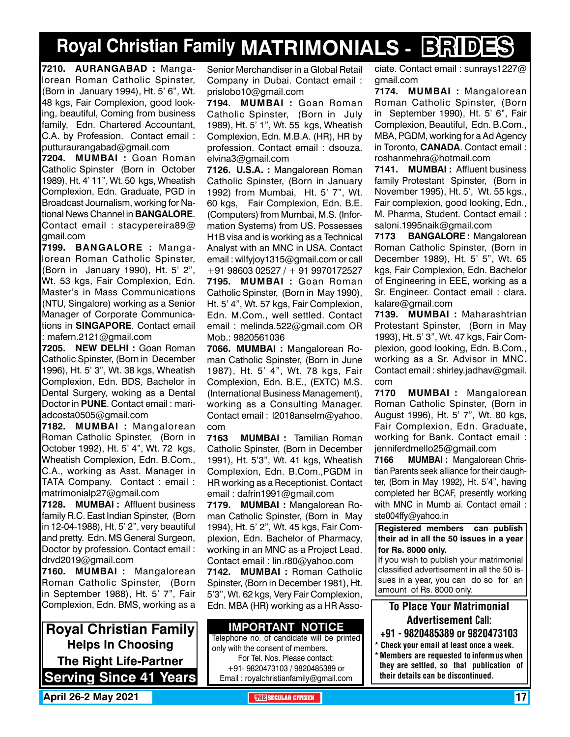# Royal Christian Family MATRIMONIALS - BRIDES

**7210. AURANGABAD :** Mangalorean Roman Catholic Spinster, (Born in January 1994), Ht. 5' 6", Wt. 48 kgs, Fair Complexion, good looking, beautiful, Coming from business family, Edn. Chartered Accountant, C.A. by Profession. Contact email : putturaurangabad@gmail.com

**7204. MUMBAI :** Goan Roman Catholic Spinster (Born in October 1989), Ht. 4' 11", Wt. 50 kgs, Wheatish Complexion, Edn. Graduate, PGD in Broadcast Journalism, working for National News Channel in **BANGALORE**. Contact email : stacypereira89@gmail.com

**7199. BANGALORE :** Mangalorean Roman Catholic Spinster, (Born in January 1990), Ht. 5' 2", Wt. 53 kgs, Fair Complexion, Edn. Master's in Mass Communications (NTU, Singalore) working as a Senior Manager of Corporate Communications in **SINGAPORE**. Contact email : mafern.2121@gmail.com

**7205. NEW DELHI :** Goan Roman Catholic Spinster, (Born in December 1996), Ht. 5' 3", Wt. 38 kgs, Wheatish Complexion, Edn. BDS, Bachelor in Dental Surgery, woking as a Dental Doctor in **PUNE**. Contact email : mariadcosta0505@gmail.com

**7182. MUMBAI :** Mangalorean Roman Catholic Spinster, (Born in October 1992), Ht. 5' 4", Wt. 72 kgs, Wheatish Complexion, Edn. B.Com., C.A., working as Asst. Manager in TATA Company. Contact : email : matrimonialp27@gmail.com

**7128. MUMBAI :** Affluent business family R.C. East Indian Spinster, (Born in 12-04-1988), Ht. 5' 2", very beautiful and pretty. Edn. MS General Surgeon, Doctor by profession. Contact email : drvd2019@gmail.com

**7160. MUMBAI :** Mangalorean Roman Catholic Spinster, (Born in September 1988), Ht. 5' 7", Fair Complexion, Edn. BMS, working as a Senior Merchandiser in a Global Retail Company in Dubai. Contact email : prislobo10@gmail.com

**7194. MUMBAI :** Goan Roman Catholic Spinster, (Born in July 1989), Ht. 5' 1", Wt. 55 kgs, Wheatish Complexion, Edn. M.B.A. (HR), HR by profession. Contact email : dsouza.elvina3@gmail.com

**7126. U.S.A. :** Mangalorean Roman Catholic Spinster, (Born in January 1992) from Mumbai, Ht. 5' 7", Wt. 60 kgs, Fair Complexion, Edn. B.E. (Computers) from Mumbai, M.S. (Information Systems) from US. Possesses H1B visa and is working as a Technical Analyst with an MNC in USA. Contact email : wilfyjoy1315@gmail.com or call +91 98603 02527 / + 91 9970172527

**7195. MUMBAI :** Goan Roman Catholic Spinster, (Born in May 1990), Ht. 5' 4", Wt. 57 kgs, Fair Complexion, Edn. M.Com., well settled. Contact email : melinda.522@gmail.com OR Mob.: 9820561036

**7066. MUMBAI :** Mangalorean Roman Catholic Spinster, (Born in June 1987), Ht. 5' 4", Wt. 78 kgs, Fair Complexion, Edn. B.E., (EXTC) M.S. (International Business Management), working as a Consulting Manager. Contact email : l2018anselm@yahoo.com

**7163 MUMBAI :** Tamilian Roman Catholic Spinster, (Born in December 1991), Ht. 5'3", Wt. 41 kgs, Wheatish Complexion, Edn. B.Com.,PGDM in HR working as a Receptionist. Contact email : dafrin1991@gmail.com

**7179. MUMBAI :** Mangalorean Roman Catholic Spinster, (Born in May 1994), Ht. 5' 2", Wt. 45 kgs, Fair Complexion, Edn. Bachelor of Pharmacy, working in an MNC as a Project Lead. Contact email : lin.r80@yahoo.com

**7142. MUMBAI :** Roman Catholic Spinster, (Born in December 1981), Ht. 5'3", Wt. 62 kgs, Very Fair Complexion, Edn. MBA (HR) working as a HR Associate. Contact email : sunrays1227@gmail.com

**7174. MUMBAI :** Mangalorean Roman Catholic Spinster, (Born in September 1990), Ht. 5' 6", Fair Complexion, Beautiful, Edn. B.Com., MBA, PGDM, working for a Ad Agency in Toronto, **CANADA**. Contact email : roshanmehra@hotmail.com

**7141. MUMBAI :** Affluent business family Protestant Spinster, (Born in November 1995), Ht. 5', Wt. 55 kgs., Fair complexion, good looking, Edn., M. Pharma, Student. Contact email : saloni.1995naik@gmail.com

**7173 BANGALORE :** Mangalorean Roman Catholic Spinster, (Born in December 1989), Ht. 5' 5", Wt. 65 kgs, Fair Complexion, Edn. Bachelor of Engineering in EEE, working as a Sr. Engineer. Contact email : clara.kalare@gmail.com

**7139. MUMBAI :** Maharashtrian Protestant Spinster, (Born in May 1993), Ht. 5' 3", Wt. 47 kgs, Fair Complexion, good looking, Edn. B.Com., working as a Sr. Advisor in MNC. Contact email : shirley.jadhav@gmail.com

**7170 MUMBAI :** Mangalorean Roman Catholic Spinster, (Born in August 1996), Ht. 5' 7", Wt. 80 kgs, Fair Complexion, Edn. Graduate, working for Bank. Contact email : jenniferdmello25@gmail.com

**7166 MUMBAI :** Mangalorean Christian Parents seek alliance for their daughter, (Born in May 1992), Ht. 5'4", having completed her BCAF, presently working with MNC in Mumb ai. Contact email : ste004ffy@yahoo.in

**Registered members can publish their ad in all the 50 issues in a year for Rs. 8000 only.**
If you wish to publish your matrimonial classified advertisement in all the 50 issues in a year, you can do so for an amount of Rs. 8000 only.

**Royal Christian Family Helps In Choosing The Right Life-Partner**
**Serving Since 41 Years**

**IMPORTANT NOTICE**
Telephone no. of candidate will be printed only with the consent of members.
For Tel. Nos. Please contact:
+91- 9820473103 / 9820485389 or
Email : royalchristianfamily@gmail.com

**To Place Your Matrimonial Advertisement Call:**
**+91 - 9820485389 or 9820473103**
* Check your email at least once a week.
* Members are requested to inform us when they are settled, so that publication of their details can be discontinued.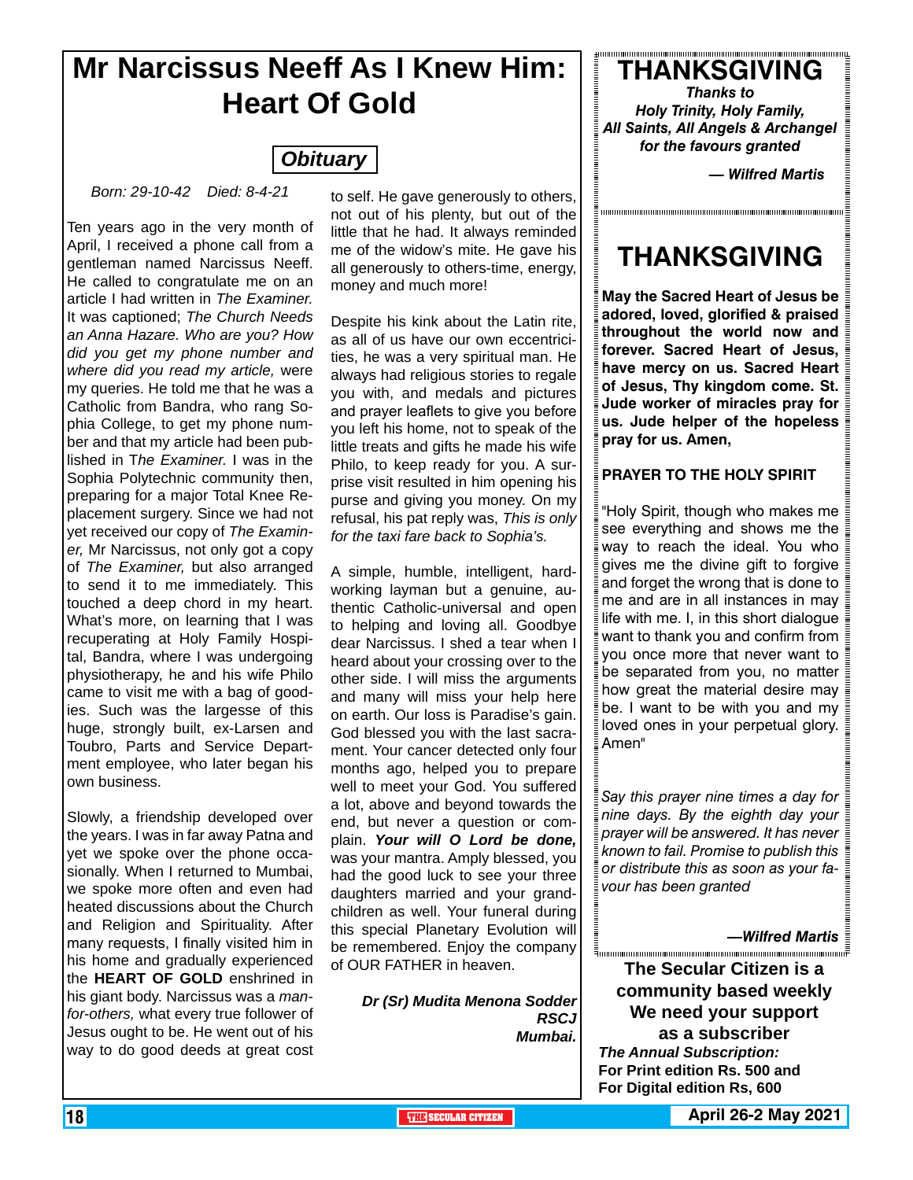# Mr Narcissus Neeff As I Knew Him: Heart Of Gold

## Obituary

*Born: 29-10-42 Died: 8-4-21*

Ten years ago in the very month of April, I received a phone call from a gentleman named Narcissus Neeff. He called to congratulate me on an article I had written in *The Examiner.* It was captioned; *The Church Needs an Anna Hazare. Who are you? How did you get my phone number and where did you read my article,* were my queries. He told me that he was a Catholic from Bandra, who rang Sophia College, to get my phone number and that my article had been published in T*he Examiner.* I was in the Sophia Polytechnic community then, preparing for a major Total Knee Replacement surgery. Since we had not yet received our copy of *The Examiner,* Mr Narcissus, not only got a copy of *The Examiner,* but also arranged to send it to me immediately. This touched a deep chord in my heart. What's more, on learning that I was recuperating at Holy Family Hospital, Bandra, where I was undergoing physiotherapy, he and his wife Philo came to visit me with a bag of goodies. Such was the largesse of this huge, strongly built, ex-Larsen and Toubro, Parts and Service Department employee, who later began his own business.

Slowly, a friendship developed over the years. I was in far away Patna and yet we spoke over the phone occasionally. When I returned to Mumbai, we spoke more often and even had heated discussions about the Church and Religion and Spirituality. After many requests, I finally visited him in his home and gradually experienced the **HEART OF GOLD** enshrined in his giant body. Narcissus was a *man-for-others,* what every true follower of Jesus ought to be. He went out of his way to do good deeds at great cost to self. He gave generously to others, not out of his plenty, but out of the little that he had. It always reminded me of the widow's mite. He gave his all generously to others-time, energy, money and much more!

Despite his kink about the Latin rite, as all of us have our own eccentricities, he was a very spiritual man. He always had religious stories to regale you with, and medals and pictures and prayer leaflets to give you before you left his home, not to speak of the little treats and gifts he made his wife Philo, to keep ready for you. A surprise visit resulted in him opening his purse and giving you money. On my refusal, his pat reply was, *This is only for the taxi fare back to Sophia's.*

A simple, humble, intelligent, hardworking layman but a genuine, authentic Catholic-universal and open to helping and loving all. Goodbye dear Narcissus. I shed a tear when I heard about your crossing over to the other side. I will miss the arguments and many will miss your help here on earth. Our loss is Paradise's gain. God blessed you with the last sacrament. Your cancer detected only four months ago, helped you to prepare well to meet your God. You suffered a lot, above and beyond towards the end, but never a question or complain. ***Your will O Lord be done,*** was your mantra. Amply blessed, you had the good luck to see your three daughters married and your grandchildren as well. Your funeral during this special Planetary Evolution will be remembered. Enjoy the company of OUR FATHER in heaven.

***Dr (Sr) Mudita Menona Sodder RSCJ Mumbai.***

---

# THANKSGIVING

***Thanks to Holy Trinity, Holy Family, All Saints, All Angels & Archangel for the favours granted***

***— Wilfred Martis***

---

# THANKSGIVING

**May the Sacred Heart of Jesus be adored, loved, glorified & praised throughout the world now and forever. Sacred Heart of Jesus, have mercy on us. Sacred Heart of Jesus, Thy kingdom come. St. Jude worker of miracles pray for us. Jude helper of the hopeless pray for us. Amen,**

**PRAYER TO THE HOLY SPIRIT**

"Holy Spirit, though who makes me see everything and shows me the way to reach the ideal. You who gives me the divine gift to forgive and forget the wrong that is done to me and are in all instances in may life with me. I, in this short dialogue want to thank you and confirm from you once more that never want to be separated from you, no matter how great the material desire may be. I want to be with you and my loved ones in your perpetual glory. Amen"

*Say this prayer nine times a day for nine days. By the eighth day your prayer will be answered. It has never known to fail. Promise to publish this or distribute this as soon as your favour has been granted*

***—Wilfred Martis***

---

**The Secular Citizen is a community based weekly We need your support as a subscriber**

***The Annual Subscription:***
**For Print edition Rs. 500 and For Digital edition Rs, 600**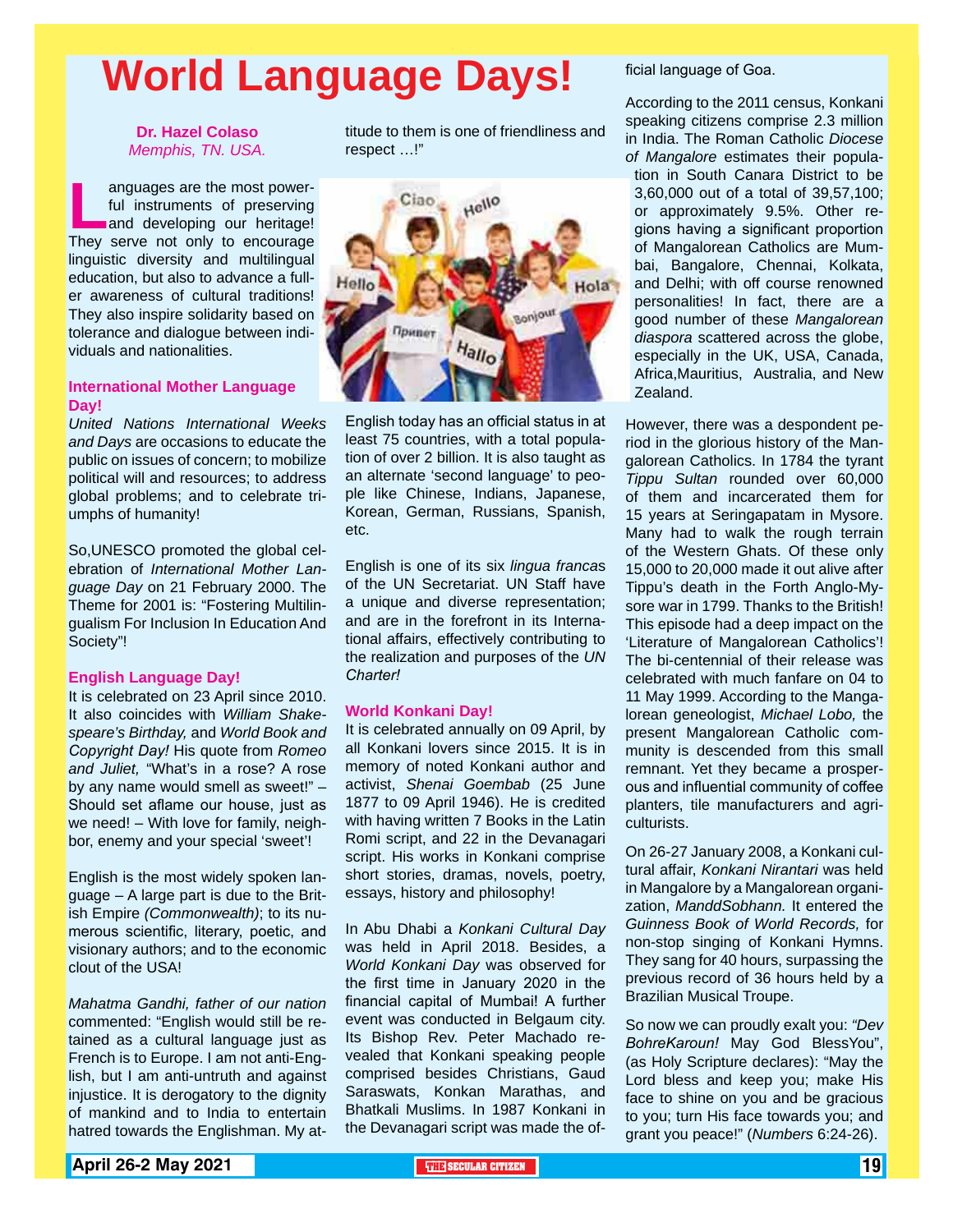# World Language Days!

**Dr. Hazel Colaso**
*Memphis, TN. USA.*

Languages are the most powerful instruments of preserving and developing our heritage! They serve not only to encourage linguistic diversity and multilingual education, but also to advance a fuller awareness of cultural traditions! They also inspire solidarity based on tolerance and dialogue between individuals and nationalities.

### International Mother Language Day!

*United Nations International Weeks and Days* are occasions to educate the public on issues of concern; to mobilize political will and resources; to address global problems; and to celebrate triumphs of humanity!

So,UNESCO promoted the global celebration of *International Mother Language Day* on 21 February 2000. The Theme for 2001 is: "Fostering Multilingualism For Inclusion In Education And Society"!

### English Language Day!

It is celebrated on 23 April since 2010. It also coincides with *William Shakespeare's Birthday,* and *World Book and Copyright Day!* His quote from *Romeo and Juliet,* "What's in a rose? A rose by any name would smell as sweet!" – Should set aflame our house, just as we need! – With love for family, neighbor, enemy and your special 'sweet'!

English is the most widely spoken language – A large part is due to the British Empire *(Commonwealth)*; to its numerous scientific, literary, poetic, and visionary authors; and to the economic clout of the USA!

*Mahatma Gandhi, father of our nation* commented: "English would still be retained as a cultural language just as French is to Europe. I am not anti-English, but I am anti-untruth and against injustice. It is derogatory to the dignity of mankind and to India to entertain hatred towards the Englishman. My attitude to them is one of friendliness and respect …!"

English today has an official status in at least 75 countries, with a total population of over 2 billion. It is also taught as an alternate 'second language' to people like Chinese, Indians, Japanese, Korean, German, Russians, Spanish, etc.

English is one of its six *lingua francas* of the UN Secretariat. UN Staff have a unique and diverse representation; and are in the forefront in its International affairs, effectively contributing to the realization and purposes of the *UN Charter!*

### World Konkani Day!

It is celebrated annually on 09 April, by all Konkani lovers since 2015. It is in memory of noted Konkani author and activist, *Shenai Goembab* (25 June 1877 to 09 April 1946). He is credited with having written 7 Books in the Latin Romi script, and 22 in the Devanagari script. His works in Konkani comprise short stories, dramas, novels, poetry, essays, history and philosophy!

In Abu Dhabi a *Konkani Cultural Day* was held in April 2018. Besides, a *World Konkani Day* was observed for the first time in January 2020 in the financial capital of Mumbai! A further event was conducted in Belgaum city. Its Bishop Rev. Peter Machado revealed that Konkani speaking people comprised besides Christians, Gaud Saraswats, Konkan Marathas, and Bhatkali Muslims. In 1987 Konkani in the Devanagari script was made the official language of Goa.

According to the 2011 census, Konkani speaking citizens comprise 2.3 million in India. The Roman Catholic *Diocese of Mangalore* estimates their population in South Canara District to be 3,60,000 out of a total of 39,57,100; or approximately 9.5%. Other regions having a significant proportion of Mangalorean Catholics are Mumbai, Bangalore, Chennai, Kolkata, and Delhi; with off course renowned personalities! In fact, there are a good number of these *Mangalorean diaspora* scattered across the globe, especially in the UK, USA, Canada, Africa,Mauritius, Australia, and New Zealand.

However, there was a despondent period in the glorious history of the Mangalorean Catholics. In 1784 the tyrant *Tippu Sultan* rounded over 60,000 of them and incarcerated them for 15 years at Seringapatam in Mysore. Many had to walk the rough terrain of the Western Ghats. Of these only 15,000 to 20,000 made it out alive after Tippu's death in the Forth Anglo-Mysore war in 1799. Thanks to the British! This episode had a deep impact on the 'Literature of Mangalorean Catholics'! The bi-centennial of their release was celebrated with much fanfare on 04 to 11 May 1999. According to the Mangalorean geneologist, *Michael Lobo,* the present Mangalorean Catholic community is descended from this small remnant. Yet they became a prosperous and influential community of coffee planters, tile manufacturers and agriculturists.

On 26-27 January 2008, a Konkani cultural affair, *Konkani Nirantari* was held in Mangalore by a Mangalorean organization, *ManddSobhann.* It entered the *Guinness Book of World Records,* for non-stop singing of Konkani Hymns. They sang for 40 hours, surpassing the previous record of 36 hours held by a Brazilian Musical Troupe.

So now we can proudly exalt you: *"Dev BohreKaroun!* May God BlessYou", (as Holy Scripture declares): "May the Lord bless and keep you; make His face to shine on you and be gracious to you; turn His face towards you; and grant you peace!" (*Numbers* 6:24-26).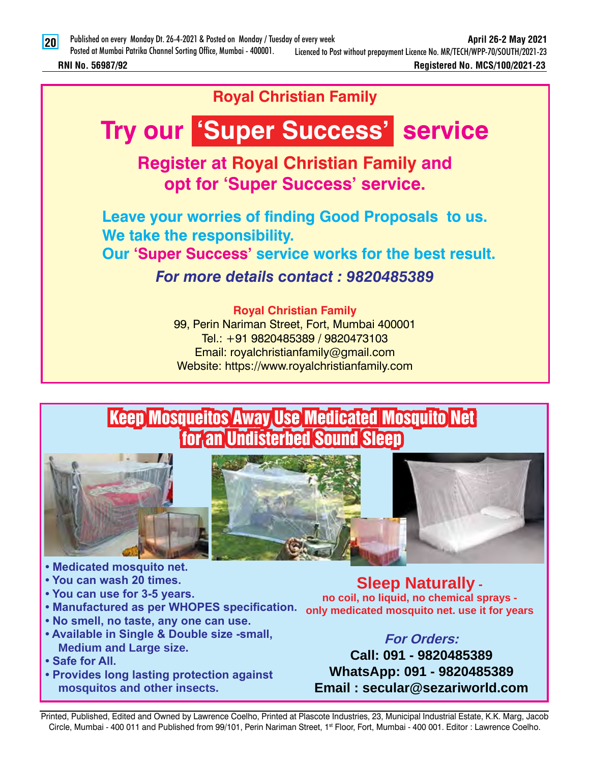## Royal Christian Family

# Try our 'Super Success' service

**Register at Royal Christian Family and opt for 'Super Success' service.**

**Leave your worries of finding Good Proposals to us.**
**We take the responsibility.**
**Our 'Super Success' service works for the best result.**

***For more details contact : 9820485389***

**Royal Christian Family**
99, Perin Nariman Street, Fort, Mumbai 400001
Tel.: +91 9820485389 / 9820473103
Email: royalchristianfamily@gmail.com
Website: https://www.royalchristianfamily.com

## Keep Mosqueitos Away Use Medicated Mosquito Net for an Undisterbed Sound Sleep

- **Medicated mosquito net.**
- **You can wash 20 times.**
- **You can use for 3-5 years.**
- **Manufactured as per WHOPES specification.**
- **No smell, no taste, any one can use.**
- **Available in Single & Double size -small, Medium and Large size.**
- **Safe for All.**
- **Provides long lasting protection against mosquitos and other insects.**

**Sleep Naturally -**
**no coil, no liquid, no chemical sprays - only medicated mosquito net. use it for years**

***For Orders:***
**Call: 091 - 9820485389**
**WhatsApp: 091 - 9820485389**
**Email : secular@sezariworld.com**

Printed, Published, Edited and Owned by Lawrence Coelho, Printed at Plascote Industries, 23, Municipal Industrial Estate, K.K. Marg, Jacob Circle, Mumbai - 400 011 and Published from 99/101, Perin Nariman Street, 1st Floor, Fort, Mumbai - 400 001. Editor : Lawrence Coelho.